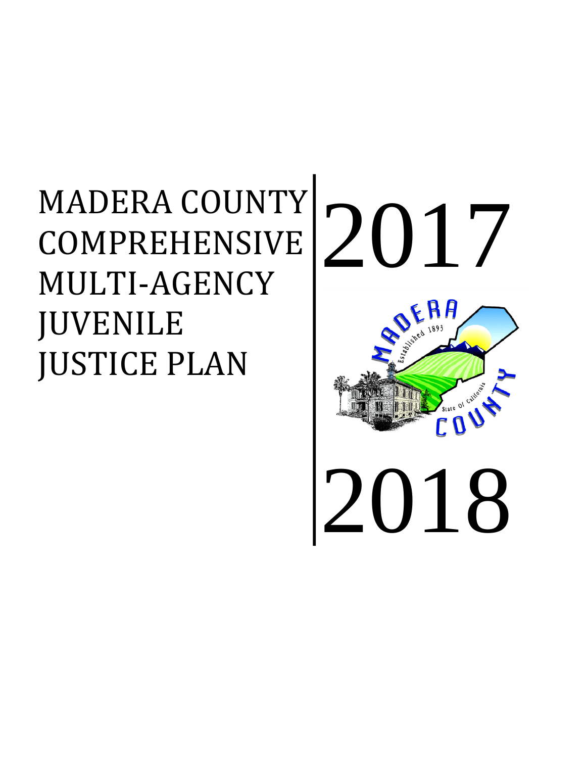# MADERA COUNTY COMPREHENSIVE MULTI-AGENCY JUVENILE JUSTICE PLAN

2017

MADERA COUNTY

Established 1893

State Of California

2018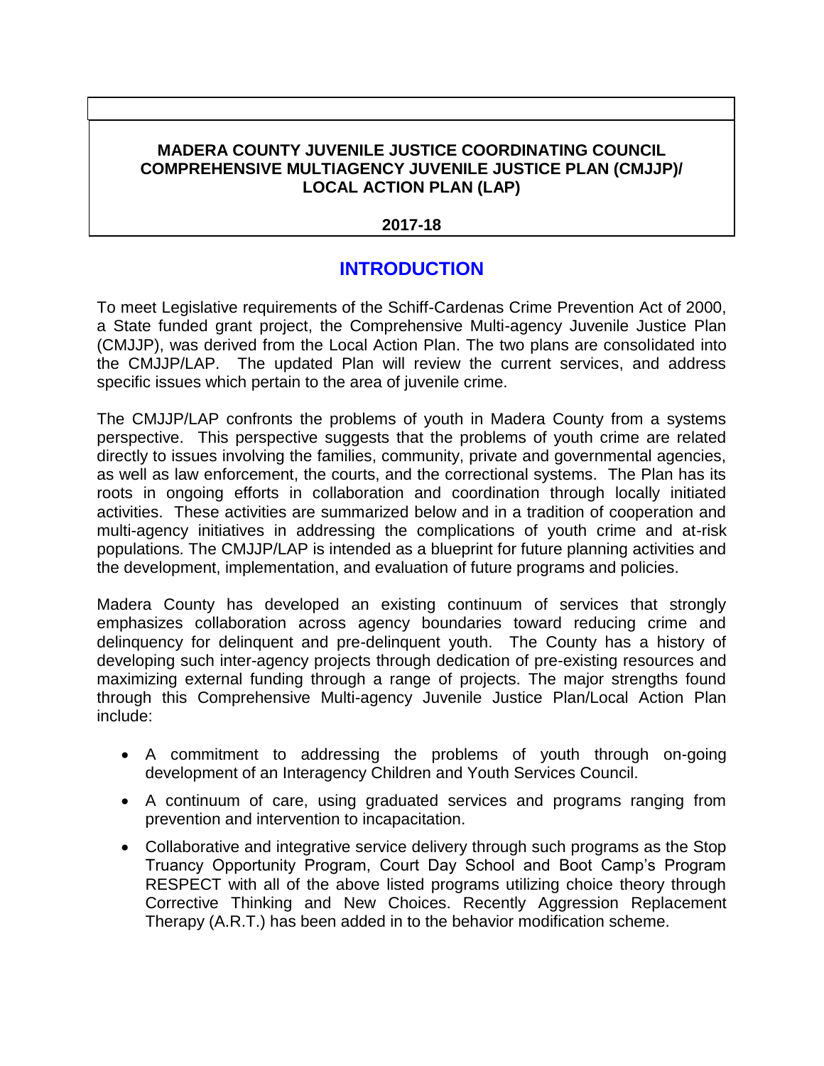**MADERA COUNTY JUVENILE JUSTICE COORDINATING COUNCIL**
**COMPREHENSIVE MULTIAGENCY JUVENILE JUSTICE PLAN (CMJJP)/**
**LOCAL ACTION PLAN (LAP)**

**2017-18**

## INTRODUCTION

To meet Legislative requirements of the Schiff-Cardenas Crime Prevention Act of 2000, a State funded grant project, the Comprehensive Multi-agency Juvenile Justice Plan (CMJJP), was derived from the Local Action Plan. The two plans are consolidated into the CMJJP/LAP. The updated Plan will review the current services, and address specific issues which pertain to the area of juvenile crime.

The CMJJP/LAP confronts the problems of youth in Madera County from a systems perspective. This perspective suggests that the problems of youth crime are related directly to issues involving the families, community, private and governmental agencies, as well as law enforcement, the courts, and the correctional systems. The Plan has its roots in ongoing efforts in collaboration and coordination through locally initiated activities. These activities are summarized below and in a tradition of cooperation and multi-agency initiatives in addressing the complications of youth crime and at-risk populations. The CMJJP/LAP is intended as a blueprint for future planning activities and the development, implementation, and evaluation of future programs and policies.

Madera County has developed an existing continuum of services that strongly emphasizes collaboration across agency boundaries toward reducing crime and delinquency for delinquent and pre-delinquent youth. The County has a history of developing such inter-agency projects through dedication of pre-existing resources and maximizing external funding through a range of projects. The major strengths found through this Comprehensive Multi-agency Juvenile Justice Plan/Local Action Plan include:

- A commitment to addressing the problems of youth through on-going development of an Interagency Children and Youth Services Council.
- A continuum of care, using graduated services and programs ranging from prevention and intervention to incapacitation.
- Collaborative and integrative service delivery through such programs as the Stop Truancy Opportunity Program, Court Day School and Boot Camp's Program RESPECT with all of the above listed programs utilizing choice theory through Corrective Thinking and New Choices. Recently Aggression Replacement Therapy (A.R.T.) has been added in to the behavior modification scheme.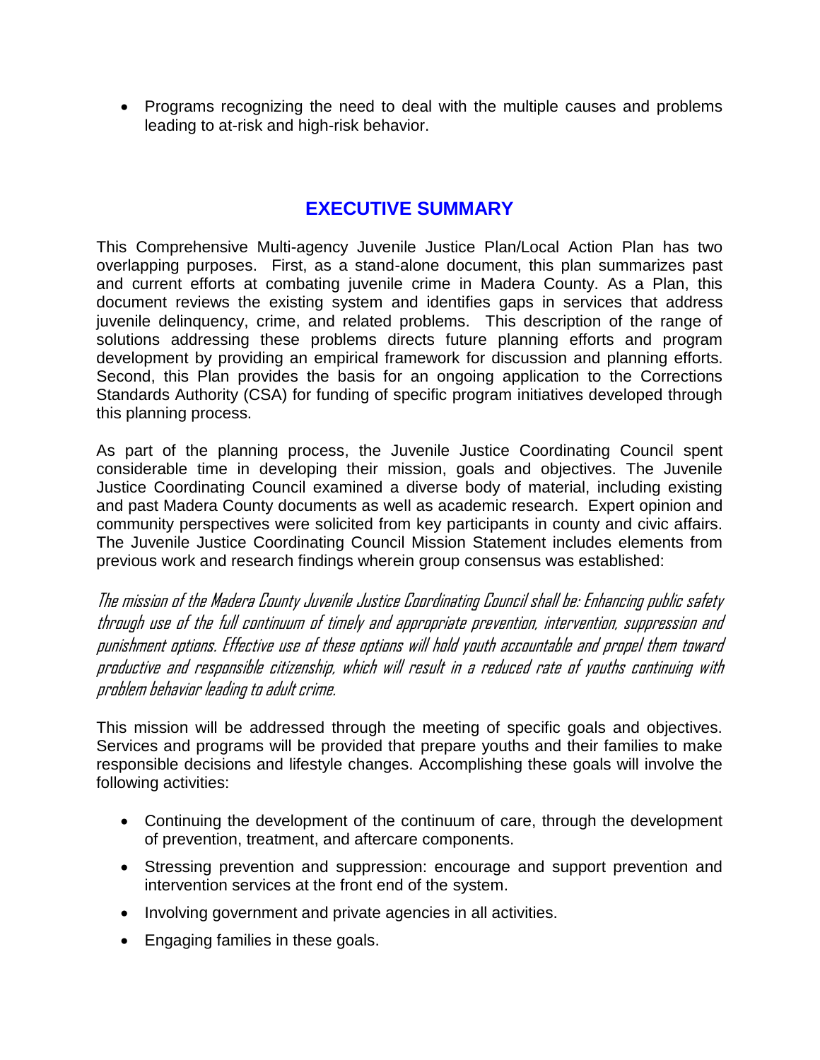- Programs recognizing the need to deal with the multiple causes and problems leading to at-risk and high-risk behavior.

## EXECUTIVE SUMMARY

This Comprehensive Multi-agency Juvenile Justice Plan/Local Action Plan has two overlapping purposes. First, as a stand-alone document, this plan summarizes past and current efforts at combating juvenile crime in Madera County. As a Plan, this document reviews the existing system and identifies gaps in services that address juvenile delinquency, crime, and related problems. This description of the range of solutions addressing these problems directs future planning efforts and program development by providing an empirical framework for discussion and planning efforts. Second, this Plan provides the basis for an ongoing application to the Corrections Standards Authority (CSA) for funding of specific program initiatives developed through this planning process.

As part of the planning process, the Juvenile Justice Coordinating Council spent considerable time in developing their mission, goals and objectives. The Juvenile Justice Coordinating Council examined a diverse body of material, including existing and past Madera County documents as well as academic research. Expert opinion and community perspectives were solicited from key participants in county and civic affairs. The Juvenile Justice Coordinating Council Mission Statement includes elements from previous work and research findings wherein group consensus was established:

*The mission of the Madera County Juvenile Justice Coordinating Council shall be: Enhancing public safety through use of the full continuum of timely and appropriate prevention, intervention, suppression and punishment options. Effective use of these options will hold youth accountable and propel them toward productive and responsible citizenship, which will result in a reduced rate of youths continuing with problem behavior leading to adult crime.*

This mission will be addressed through the meeting of specific goals and objectives. Services and programs will be provided that prepare youths and their families to make responsible decisions and lifestyle changes. Accomplishing these goals will involve the following activities:

- Continuing the development of the continuum of care, through the development of prevention, treatment, and aftercare components.
- Stressing prevention and suppression: encourage and support prevention and intervention services at the front end of the system.
- Involving government and private agencies in all activities.
- Engaging families in these goals.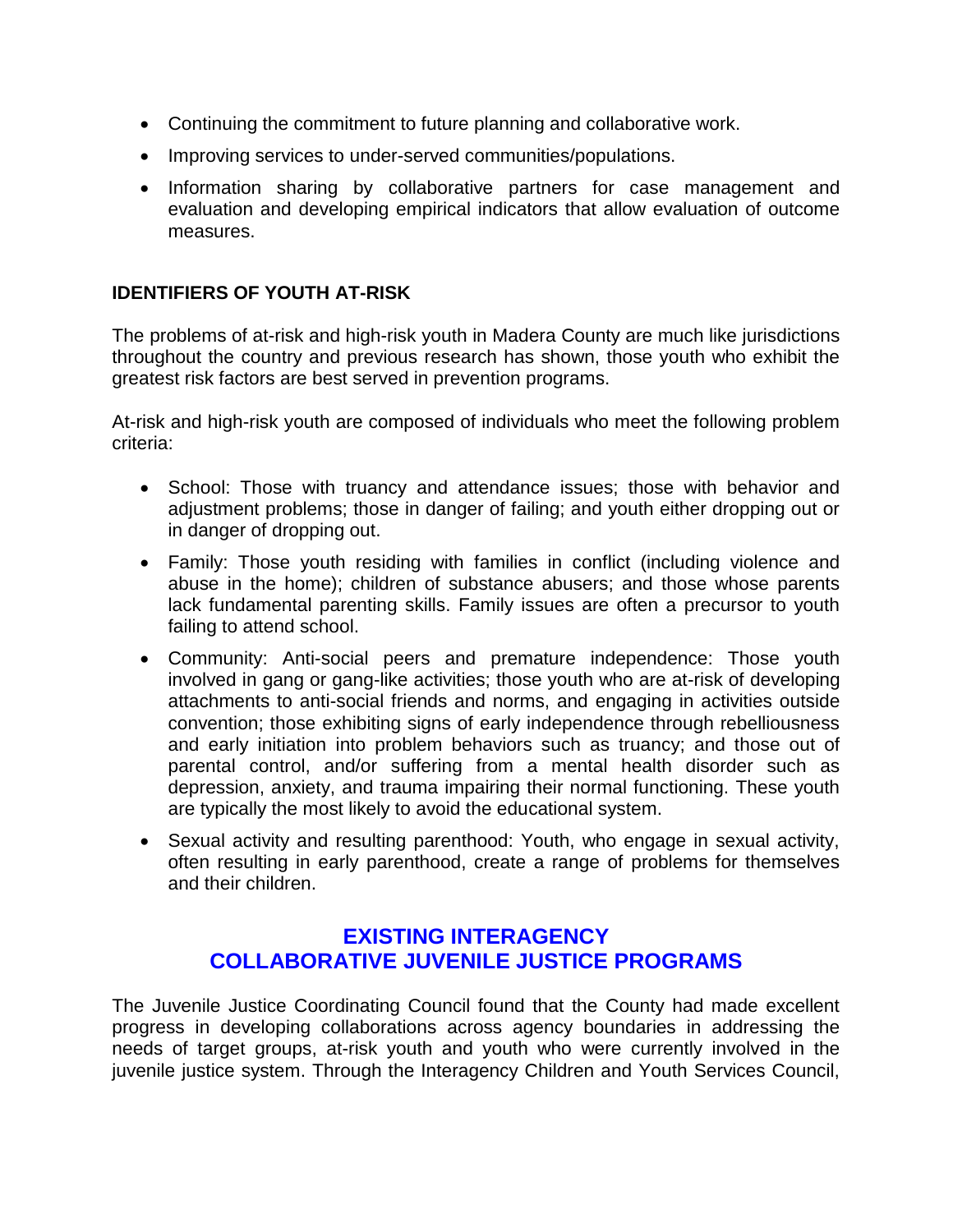- Continuing the commitment to future planning and collaborative work.
- Improving services to under-served communities/populations.
- Information sharing by collaborative partners for case management and evaluation and developing empirical indicators that allow evaluation of outcome measures.

**IDENTIFIERS OF YOUTH AT-RISK**

The problems of at-risk and high-risk youth in Madera County are much like jurisdictions throughout the country and previous research has shown, those youth who exhibit the greatest risk factors are best served in prevention programs.

At-risk and high-risk youth are composed of individuals who meet the following problem criteria:

- School: Those with truancy and attendance issues; those with behavior and adjustment problems; those in danger of failing; and youth either dropping out or in danger of dropping out.
- Family: Those youth residing with families in conflict (including violence and abuse in the home); children of substance abusers; and those whose parents lack fundamental parenting skills. Family issues are often a precursor to youth failing to attend school.
- Community: Anti-social peers and premature independence: Those youth involved in gang or gang-like activities; those youth who are at-risk of developing attachments to anti-social friends and norms, and engaging in activities outside convention; those exhibiting signs of early independence through rebelliousness and early initiation into problem behaviors such as truancy; and those out of parental control, and/or suffering from a mental health disorder such as depression, anxiety, and trauma impairing their normal functioning. These youth are typically the most likely to avoid the educational system.
- Sexual activity and resulting parenthood: Youth, who engage in sexual activity, often resulting in early parenthood, create a range of problems for themselves and their children.

## EXISTING INTERAGENCY COLLABORATIVE JUVENILE JUSTICE PROGRAMS

The Juvenile Justice Coordinating Council found that the County had made excellent progress in developing collaborations across agency boundaries in addressing the needs of target groups, at-risk youth and youth who were currently involved in the juvenile justice system. Through the Interagency Children and Youth Services Council,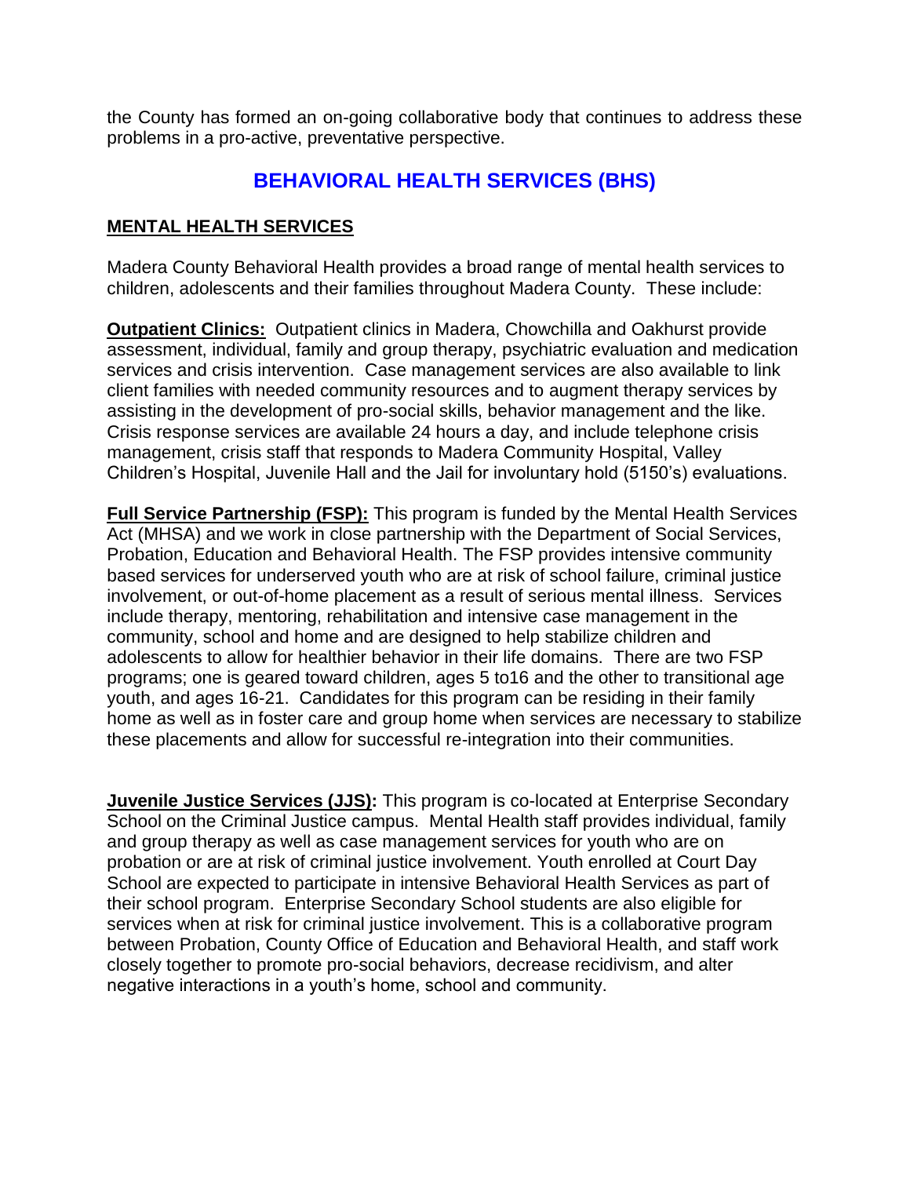the County has formed an on-going collaborative body that continues to address these problems in a pro-active, preventative perspective.

## BEHAVIORAL HEALTH SERVICES (BHS)

### MENTAL HEALTH SERVICES

Madera County Behavioral Health provides a broad range of mental health services to children, adolescents and their families throughout Madera County. These include:

**Outpatient Clinics:** Outpatient clinics in Madera, Chowchilla and Oakhurst provide assessment, individual, family and group therapy, psychiatric evaluation and medication services and crisis intervention. Case management services are also available to link client families with needed community resources and to augment therapy services by assisting in the development of pro-social skills, behavior management and the like. Crisis response services are available 24 hours a day, and include telephone crisis management, crisis staff that responds to Madera Community Hospital, Valley Children's Hospital, Juvenile Hall and the Jail for involuntary hold (5150's) evaluations.

**Full Service Partnership (FSP):** This program is funded by the Mental Health Services Act (MHSA) and we work in close partnership with the Department of Social Services, Probation, Education and Behavioral Health. The FSP provides intensive community based services for underserved youth who are at risk of school failure, criminal justice involvement, or out-of-home placement as a result of serious mental illness. Services include therapy, mentoring, rehabilitation and intensive case management in the community, school and home and are designed to help stabilize children and adolescents to allow for healthier behavior in their life domains. There are two FSP programs; one is geared toward children, ages 5 to16 and the other to transitional age youth, and ages 16-21. Candidates for this program can be residing in their family home as well as in foster care and group home when services are necessary to stabilize these placements and allow for successful re-integration into their communities.

**Juvenile Justice Services (JJS):** This program is co-located at Enterprise Secondary School on the Criminal Justice campus. Mental Health staff provides individual, family and group therapy as well as case management services for youth who are on probation or are at risk of criminal justice involvement. Youth enrolled at Court Day School are expected to participate in intensive Behavioral Health Services as part of their school program. Enterprise Secondary School students are also eligible for services when at risk for criminal justice involvement. This is a collaborative program between Probation, County Office of Education and Behavioral Health, and staff work closely together to promote pro-social behaviors, decrease recidivism, and alter negative interactions in a youth's home, school and community.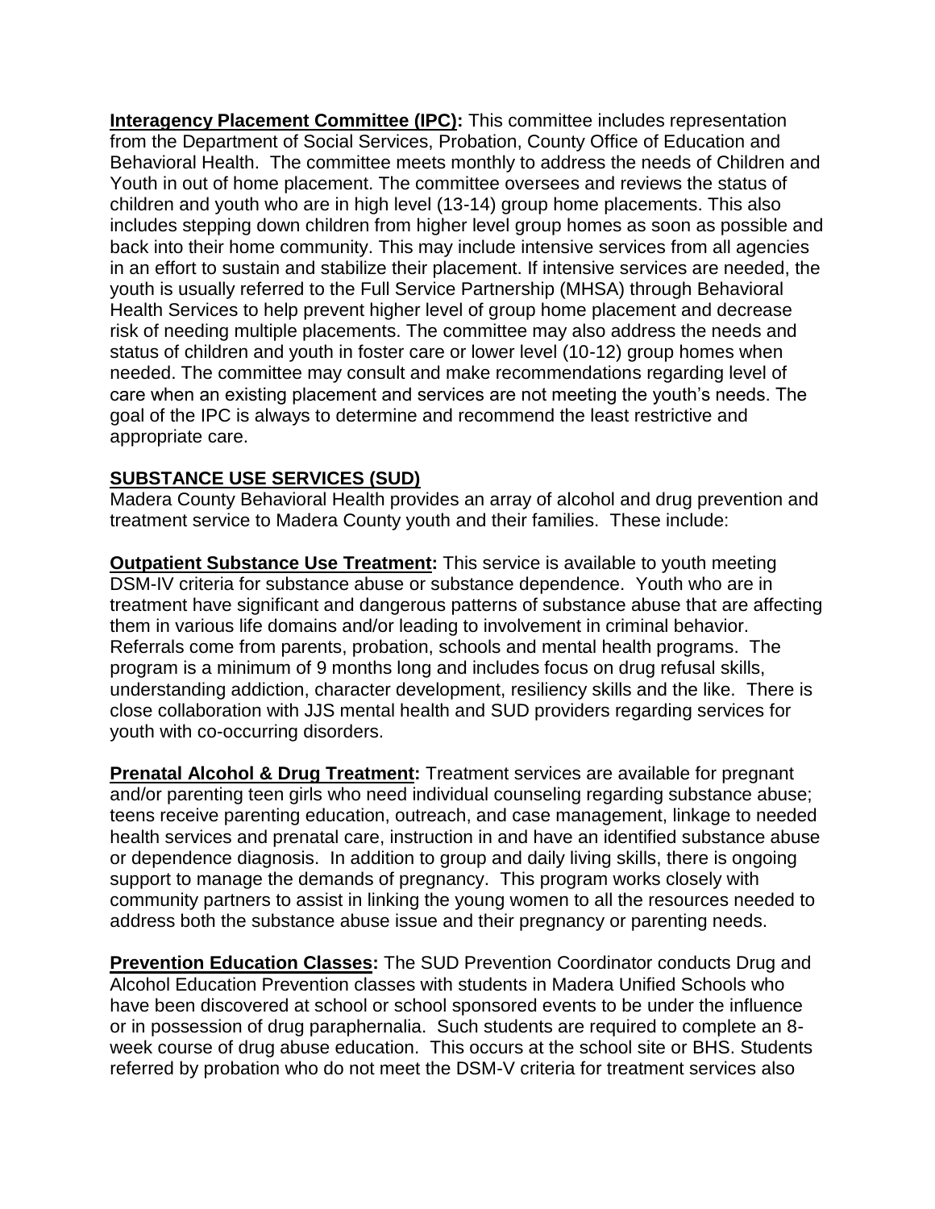**Interagency Placement Committee (IPC):** This committee includes representation from the Department of Social Services, Probation, County Office of Education and Behavioral Health. The committee meets monthly to address the needs of Children and Youth in out of home placement. The committee oversees and reviews the status of children and youth who are in high level (13-14) group home placements. This also includes stepping down children from higher level group homes as soon as possible and back into their home community. This may include intensive services from all agencies in an effort to sustain and stabilize their placement. If intensive services are needed, the youth is usually referred to the Full Service Partnership (MHSA) through Behavioral Health Services to help prevent higher level of group home placement and decrease risk of needing multiple placements. The committee may also address the needs and status of children and youth in foster care or lower level (10-12) group homes when needed. The committee may consult and make recommendations regarding level of care when an existing placement and services are not meeting the youth's needs. The goal of the IPC is always to determine and recommend the least restrictive and appropriate care.

## SUBSTANCE USE SERVICES (SUD)

Madera County Behavioral Health provides an array of alcohol and drug prevention and treatment service to Madera County youth and their families. These include:

**Outpatient Substance Use Treatment:** This service is available to youth meeting DSM-IV criteria for substance abuse or substance dependence. Youth who are in treatment have significant and dangerous patterns of substance abuse that are affecting them in various life domains and/or leading to involvement in criminal behavior. Referrals come from parents, probation, schools and mental health programs. The program is a minimum of 9 months long and includes focus on drug refusal skills, understanding addiction, character development, resiliency skills and the like. There is close collaboration with JJS mental health and SUD providers regarding services for youth with co-occurring disorders.

**Prenatal Alcohol & Drug Treatment:** Treatment services are available for pregnant and/or parenting teen girls who need individual counseling regarding substance abuse; teens receive parenting education, outreach, and case management, linkage to needed health services and prenatal care, instruction in and have an identified substance abuse or dependence diagnosis. In addition to group and daily living skills, there is ongoing support to manage the demands of pregnancy. This program works closely with community partners to assist in linking the young women to all the resources needed to address both the substance abuse issue and their pregnancy or parenting needs.

**Prevention Education Classes:** The SUD Prevention Coordinator conducts Drug and Alcohol Education Prevention classes with students in Madera Unified Schools who have been discovered at school or school sponsored events to be under the influence or in possession of drug paraphernalia. Such students are required to complete an 8-week course of drug abuse education. This occurs at the school site or BHS. Students referred by probation who do not meet the DSM-V criteria for treatment services also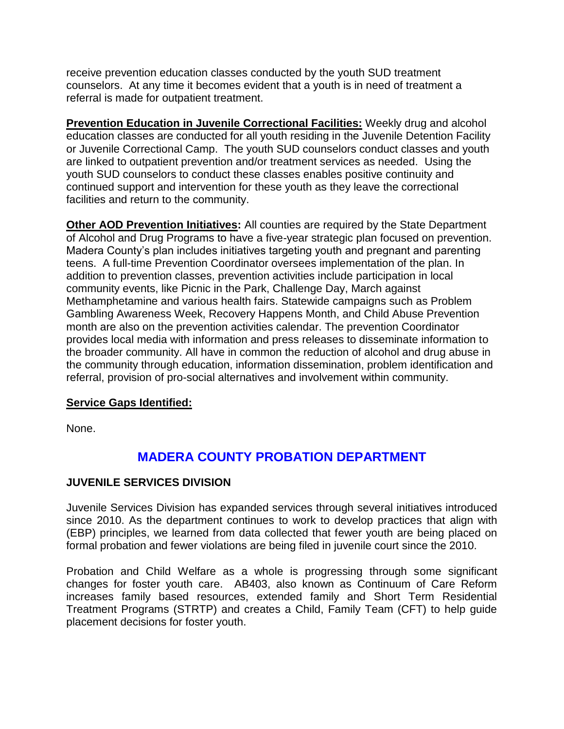receive prevention education classes conducted by the youth SUD treatment counselors. At any time it becomes evident that a youth is in need of treatment a referral is made for outpatient treatment.

**Prevention Education in Juvenile Correctional Facilities:** Weekly drug and alcohol education classes are conducted for all youth residing in the Juvenile Detention Facility or Juvenile Correctional Camp. The youth SUD counselors conduct classes and youth are linked to outpatient prevention and/or treatment services as needed. Using the youth SUD counselors to conduct these classes enables positive continuity and continued support and intervention for these youth as they leave the correctional facilities and return to the community.

**Other AOD Prevention Initiatives:** All counties are required by the State Department of Alcohol and Drug Programs to have a five-year strategic plan focused on prevention. Madera County's plan includes initiatives targeting youth and pregnant and parenting teens. A full-time Prevention Coordinator oversees implementation of the plan. In addition to prevention classes, prevention activities include participation in local community events, like Picnic in the Park, Challenge Day, March against Methamphetamine and various health fairs. Statewide campaigns such as Problem Gambling Awareness Week, Recovery Happens Month, and Child Abuse Prevention month are also on the prevention activities calendar. The prevention Coordinator provides local media with information and press releases to disseminate information to the broader community. All have in common the reduction of alcohol and drug abuse in the community through education, information dissemination, problem identification and referral, provision of pro-social alternatives and involvement within community.

**Service Gaps Identified:**

None.

## MADERA COUNTY PROBATION DEPARTMENT

### JUVENILE SERVICES DIVISION

Juvenile Services Division has expanded services through several initiatives introduced since 2010. As the department continues to work to develop practices that align with (EBP) principles, we learned from data collected that fewer youth are being placed on formal probation and fewer violations are being filed in juvenile court since the 2010.

Probation and Child Welfare as a whole is progressing through some significant changes for foster youth care. AB403, also known as Continuum of Care Reform increases family based resources, extended family and Short Term Residential Treatment Programs (STRTP) and creates a Child, Family Team (CFT) to help guide placement decisions for foster youth.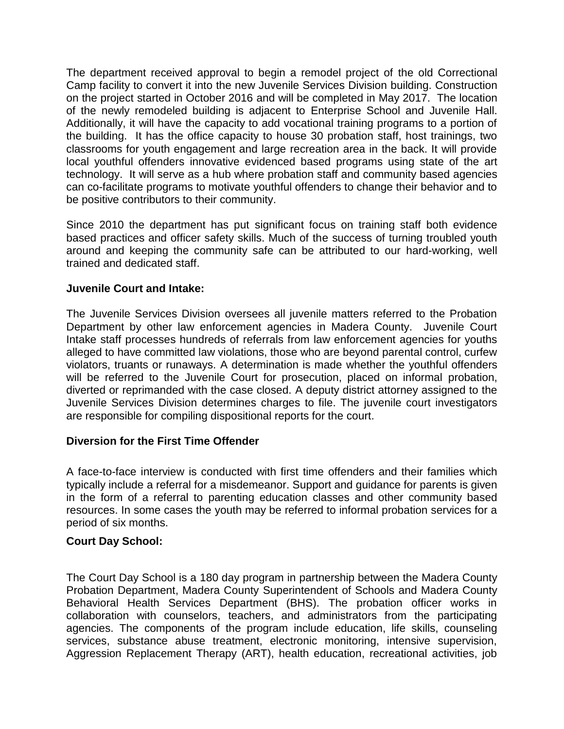The department received approval to begin a remodel project of the old Correctional Camp facility to convert it into the new Juvenile Services Division building. Construction on the project started in October 2016 and will be completed in May 2017. The location of the newly remodeled building is adjacent to Enterprise School and Juvenile Hall. Additionally, it will have the capacity to add vocational training programs to a portion of the building. It has the office capacity to house 30 probation staff, host trainings, two classrooms for youth engagement and large recreation area in the back. It will provide local youthful offenders innovative evidenced based programs using state of the art technology. It will serve as a hub where probation staff and community based agencies can co-facilitate programs to motivate youthful offenders to change their behavior and to be positive contributors to their community.

Since 2010 the department has put significant focus on training staff both evidence based practices and officer safety skills. Much of the success of turning troubled youth around and keeping the community safe can be attributed to our hard-working, well trained and dedicated staff.

**Juvenile Court and Intake:**

The Juvenile Services Division oversees all juvenile matters referred to the Probation Department by other law enforcement agencies in Madera County. Juvenile Court Intake staff processes hundreds of referrals from law enforcement agencies for youths alleged to have committed law violations, those who are beyond parental control, curfew violators, truants or runaways. A determination is made whether the youthful offenders will be referred to the Juvenile Court for prosecution, placed on informal probation, diverted or reprimanded with the case closed. A deputy district attorney assigned to the Juvenile Services Division determines charges to file. The juvenile court investigators are responsible for compiling dispositional reports for the court.

**Diversion for the First Time Offender**

A face-to-face interview is conducted with first time offenders and their families which typically include a referral for a misdemeanor. Support and guidance for parents is given in the form of a referral to parenting education classes and other community based resources. In some cases the youth may be referred to informal probation services for a period of six months.

**Court Day School:**

The Court Day School is a 180 day program in partnership between the Madera County Probation Department, Madera County Superintendent of Schools and Madera County Behavioral Health Services Department (BHS). The probation officer works in collaboration with counselors, teachers, and administrators from the participating agencies. The components of the program include education, life skills, counseling services, substance abuse treatment, electronic monitoring, intensive supervision, Aggression Replacement Therapy (ART), health education, recreational activities, job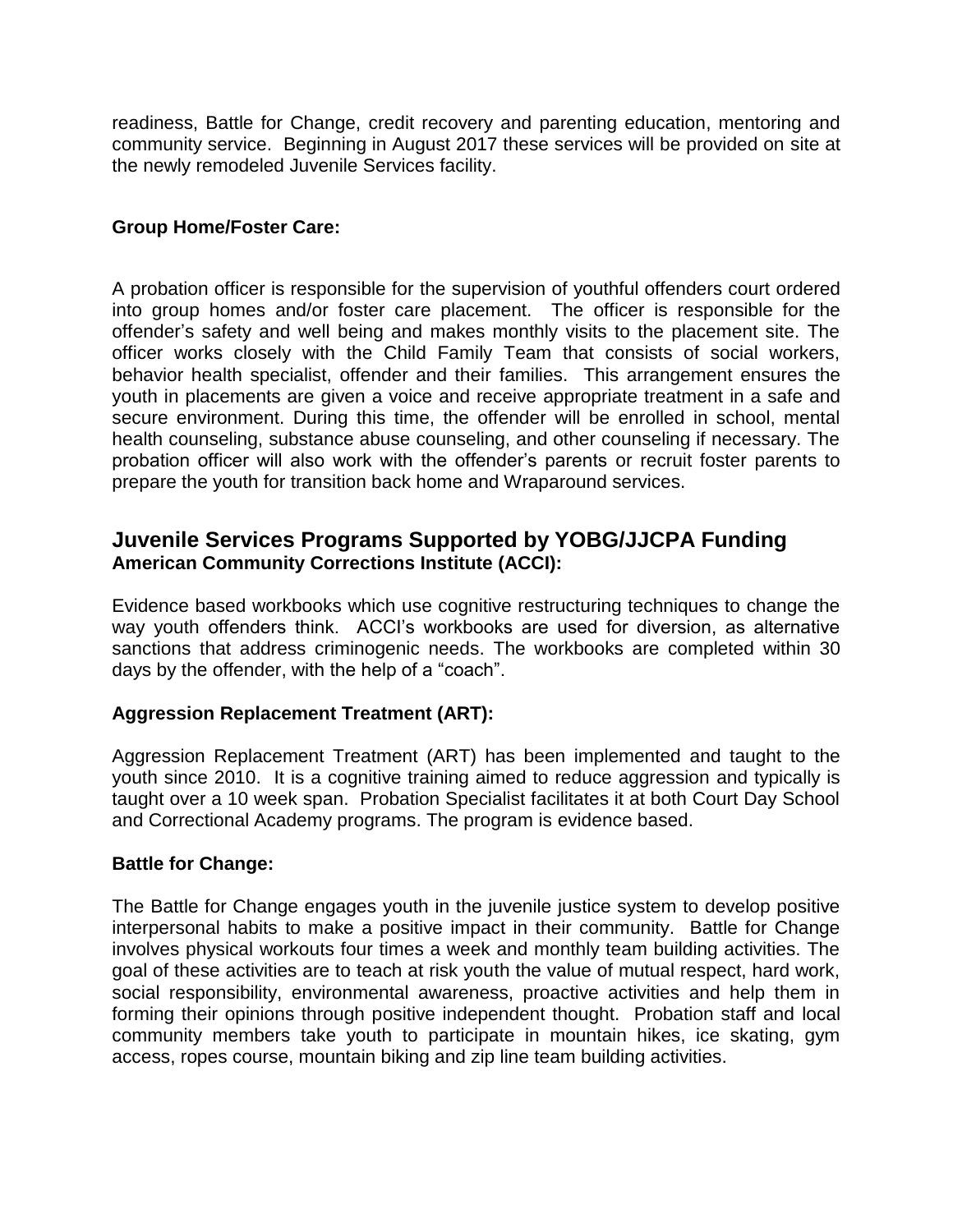readiness, Battle for Change, credit recovery and parenting education, mentoring and community service. Beginning in August 2017 these services will be provided on site at the newly remodeled Juvenile Services facility.

**Group Home/Foster Care:**

A probation officer is responsible for the supervision of youthful offenders court ordered into group homes and/or foster care placement. The officer is responsible for the offender's safety and well being and makes monthly visits to the placement site. The officer works closely with the Child Family Team that consists of social workers, behavior health specialist, offender and their families. This arrangement ensures the youth in placements are given a voice and receive appropriate treatment in a safe and secure environment. During this time, the offender will be enrolled in school, mental health counseling, substance abuse counseling, and other counseling if necessary. The probation officer will also work with the offender's parents or recruit foster parents to prepare the youth for transition back home and Wraparound services.

## Juvenile Services Programs Supported by YOBG/JJCPA Funding

**American Community Corrections Institute (ACCI):**

Evidence based workbooks which use cognitive restructuring techniques to change the way youth offenders think. ACCI's workbooks are used for diversion, as alternative sanctions that address criminogenic needs. The workbooks are completed within 30 days by the offender, with the help of a "coach".

**Aggression Replacement Treatment (ART):**

Aggression Replacement Treatment (ART) has been implemented and taught to the youth since 2010. It is a cognitive training aimed to reduce aggression and typically is taught over a 10 week span. Probation Specialist facilitates it at both Court Day School and Correctional Academy programs. The program is evidence based.

**Battle for Change:**

The Battle for Change engages youth in the juvenile justice system to develop positive interpersonal habits to make a positive impact in their community. Battle for Change involves physical workouts four times a week and monthly team building activities. The goal of these activities are to teach at risk youth the value of mutual respect, hard work, social responsibility, environmental awareness, proactive activities and help them in forming their opinions through positive independent thought. Probation staff and local community members take youth to participate in mountain hikes, ice skating, gym access, ropes course, mountain biking and zip line team building activities.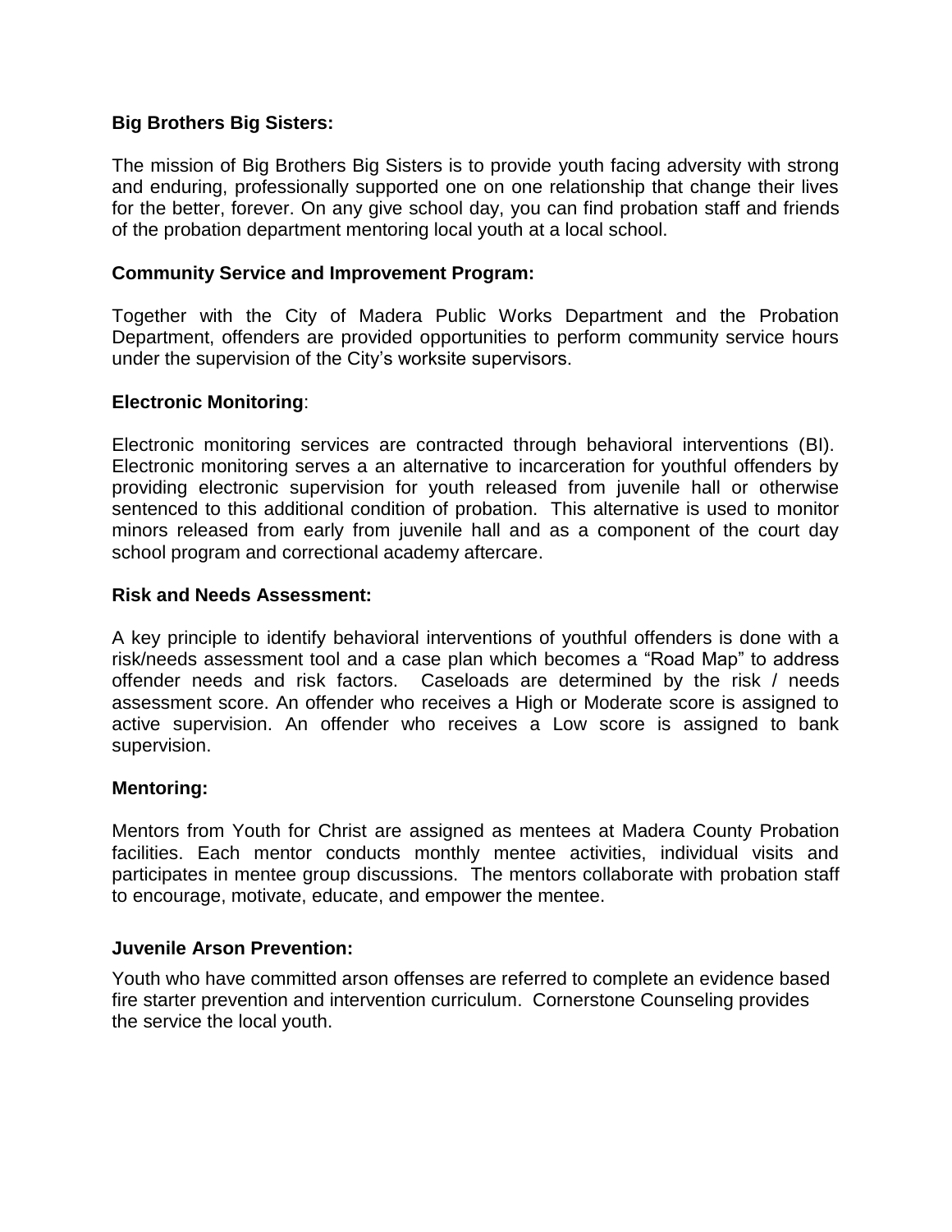**Big Brothers Big Sisters:**

The mission of Big Brothers Big Sisters is to provide youth facing adversity with strong and enduring, professionally supported one on one relationship that change their lives for the better, forever. On any give school day, you can find probation staff and friends of the probation department mentoring local youth at a local school.

**Community Service and Improvement Program:**

Together with the City of Madera Public Works Department and the Probation Department, offenders are provided opportunities to perform community service hours under the supervision of the City's worksite supervisors.

**Electronic Monitoring**:

Electronic monitoring services are contracted through behavioral interventions (BI). Electronic monitoring serves a an alternative to incarceration for youthful offenders by providing electronic supervision for youth released from juvenile hall or otherwise sentenced to this additional condition of probation. This alternative is used to monitor minors released from early from juvenile hall and as a component of the court day school program and correctional academy aftercare.

**Risk and Needs Assessment:**

A key principle to identify behavioral interventions of youthful offenders is done with a risk/needs assessment tool and a case plan which becomes a "Road Map" to address offender needs and risk factors. Caseloads are determined by the risk / needs assessment score. An offender who receives a High or Moderate score is assigned to active supervision. An offender who receives a Low score is assigned to bank supervision.

**Mentoring:**

Mentors from Youth for Christ are assigned as mentees at Madera County Probation facilities. Each mentor conducts monthly mentee activities, individual visits and participates in mentee group discussions. The mentors collaborate with probation staff to encourage, motivate, educate, and empower the mentee.

**Juvenile Arson Prevention:**

Youth who have committed arson offenses are referred to complete an evidence based fire starter prevention and intervention curriculum. Cornerstone Counseling provides the service the local youth.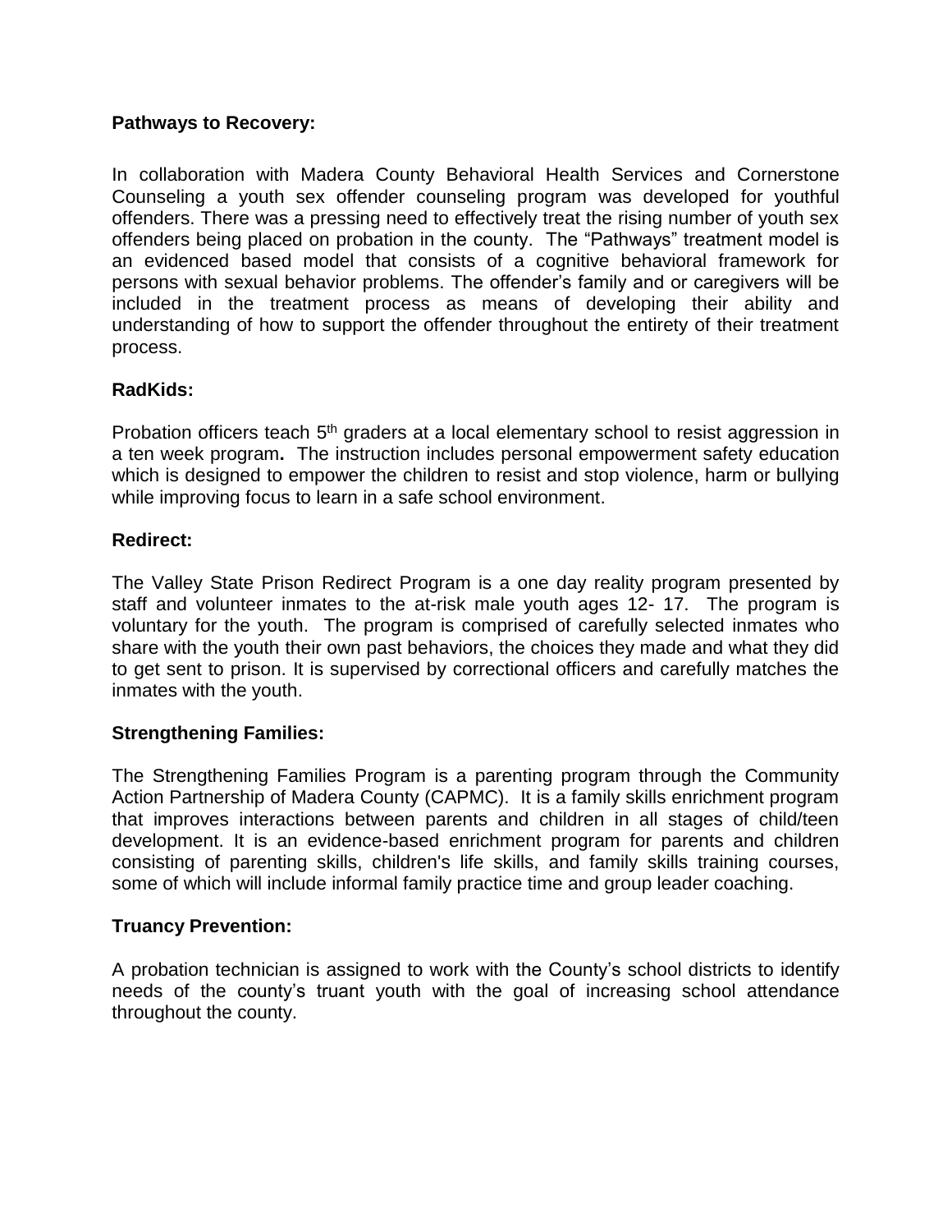**Pathways to Recovery:**

In collaboration with Madera County Behavioral Health Services and Cornerstone Counseling a youth sex offender counseling program was developed for youthful offenders. There was a pressing need to effectively treat the rising number of youth sex offenders being placed on probation in the county. The "Pathways" treatment model is an evidenced based model that consists of a cognitive behavioral framework for persons with sexual behavior problems. The offender's family and or caregivers will be included in the treatment process as means of developing their ability and understanding of how to support the offender throughout the entirety of their treatment process.

**RadKids:**

Probation officers teach 5th graders at a local elementary school to resist aggression in a ten week program**.** The instruction includes personal empowerment safety education which is designed to empower the children to resist and stop violence, harm or bullying while improving focus to learn in a safe school environment.

**Redirect:**

The Valley State Prison Redirect Program is a one day reality program presented by staff and volunteer inmates to the at-risk male youth ages 12- 17. The program is voluntary for the youth. The program is comprised of carefully selected inmates who share with the youth their own past behaviors, the choices they made and what they did to get sent to prison. It is supervised by correctional officers and carefully matches the inmates with the youth.

**Strengthening Families:**

The Strengthening Families Program is a parenting program through the Community Action Partnership of Madera County (CAPMC). It is a family skills enrichment program that improves interactions between parents and children in all stages of child/teen development. It is an evidence-based enrichment program for parents and children consisting of parenting skills, children's life skills, and family skills training courses, some of which will include informal family practice time and group leader coaching.

**Truancy Prevention:**

A probation technician is assigned to work with the County's school districts to identify needs of the county's truant youth with the goal of increasing school attendance throughout the county.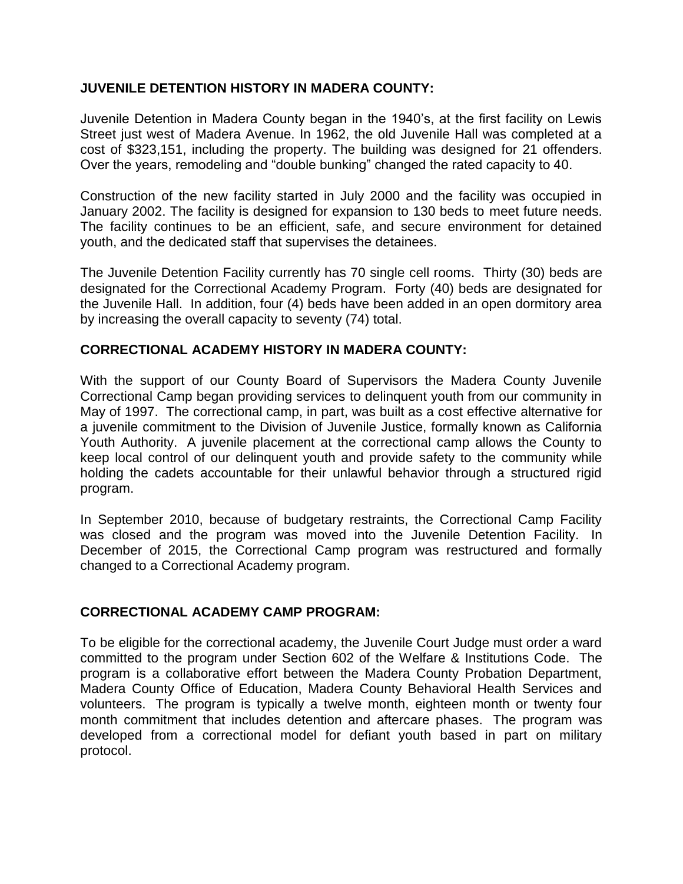## JUVENILE DETENTION HISTORY IN MADERA COUNTY:

Juvenile Detention in Madera County began in the 1940's, at the first facility on Lewis Street just west of Madera Avenue. In 1962, the old Juvenile Hall was completed at a cost of $323,151, including the property. The building was designed for 21 offenders. Over the years, remodeling and "double bunking" changed the rated capacity to 40.

Construction of the new facility started in July 2000 and the facility was occupied in January 2002. The facility is designed for expansion to 130 beds to meet future needs. The facility continues to be an efficient, safe, and secure environment for detained youth, and the dedicated staff that supervises the detainees.

The Juvenile Detention Facility currently has 70 single cell rooms. Thirty (30) beds are designated for the Correctional Academy Program. Forty (40) beds are designated for the Juvenile Hall. In addition, four (4) beds have been added in an open dormitory area by increasing the overall capacity to seventy (74) total.

## CORRECTIONAL ACADEMY HISTORY IN MADERA COUNTY:

With the support of our County Board of Supervisors the Madera County Juvenile Correctional Camp began providing services to delinquent youth from our community in May of 1997. The correctional camp, in part, was built as a cost effective alternative for a juvenile commitment to the Division of Juvenile Justice, formally known as California Youth Authority. A juvenile placement at the correctional camp allows the County to keep local control of our delinquent youth and provide safety to the community while holding the cadets accountable for their unlawful behavior through a structured rigid program.

In September 2010, because of budgetary restraints, the Correctional Camp Facility was closed and the program was moved into the Juvenile Detention Facility. In December of 2015, the Correctional Camp program was restructured and formally changed to a Correctional Academy program.

## CORRECTIONAL ACADEMY CAMP PROGRAM:

To be eligible for the correctional academy, the Juvenile Court Judge must order a ward committed to the program under Section 602 of the Welfare & Institutions Code. The program is a collaborative effort between the Madera County Probation Department, Madera County Office of Education, Madera County Behavioral Health Services and volunteers. The program is typically a twelve month, eighteen month or twenty four month commitment that includes detention and aftercare phases. The program was developed from a correctional model for defiant youth based in part on military protocol.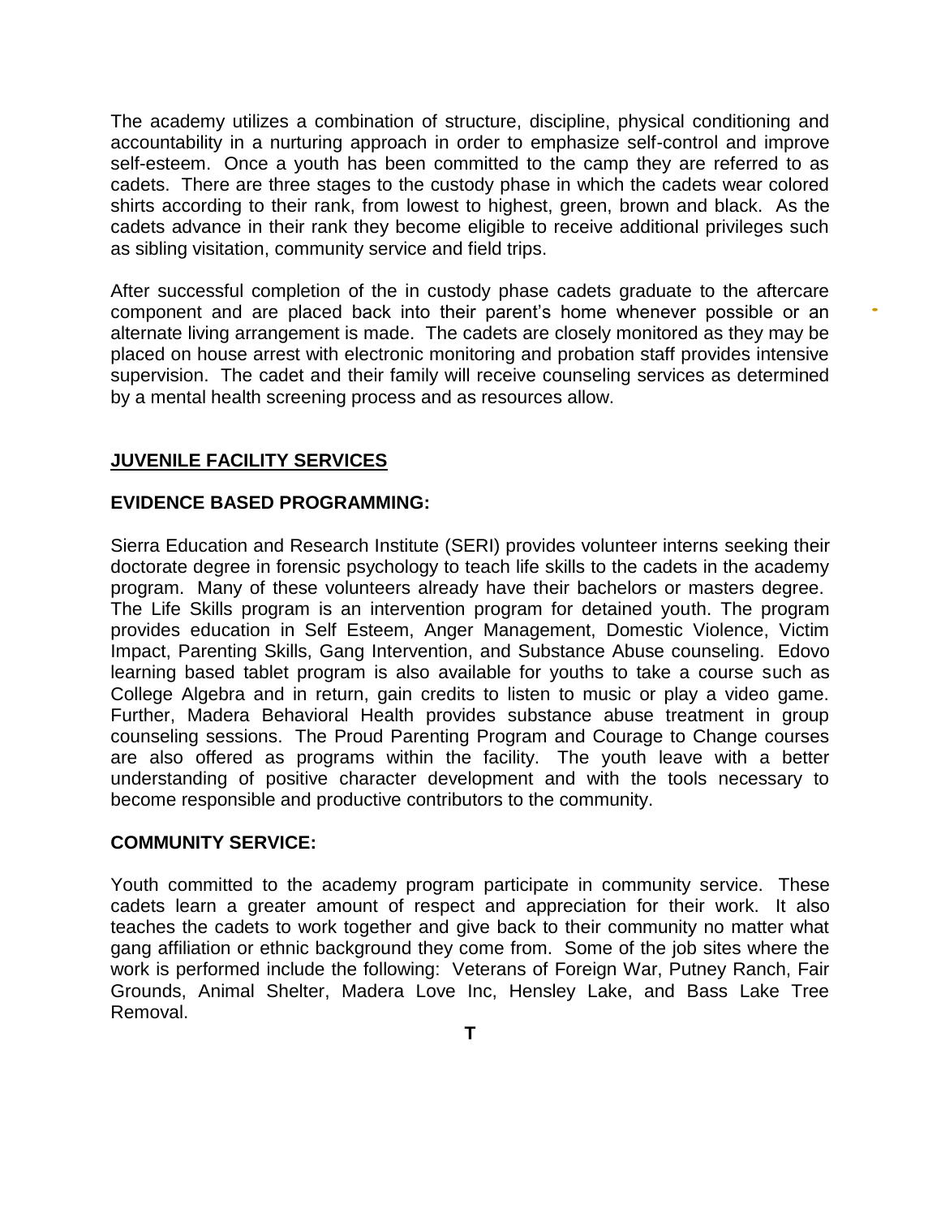The academy utilizes a combination of structure, discipline, physical conditioning and accountability in a nurturing approach in order to emphasize self-control and improve self-esteem. Once a youth has been committed to the camp they are referred to as cadets. There are three stages to the custody phase in which the cadets wear colored shirts according to their rank, from lowest to highest, green, brown and black. As the cadets advance in their rank they become eligible to receive additional privileges such as sibling visitation, community service and field trips.

After successful completion of the in custody phase cadets graduate to the aftercare component and are placed back into their parent's home whenever possible or an alternate living arrangement is made. The cadets are closely monitored as they may be placed on house arrest with electronic monitoring and probation staff provides intensive supervision. The cadet and their family will receive counseling services as determined by a mental health screening process and as resources allow.

## JUVENILE FACILITY SERVICES

### EVIDENCE BASED PROGRAMMING:

Sierra Education and Research Institute (SERI) provides volunteer interns seeking their doctorate degree in forensic psychology to teach life skills to the cadets in the academy program. Many of these volunteers already have their bachelors or masters degree. The Life Skills program is an intervention program for detained youth. The program provides education in Self Esteem, Anger Management, Domestic Violence, Victim Impact, Parenting Skills, Gang Intervention, and Substance Abuse counseling. Edovo learning based tablet program is also available for youths to take a course such as College Algebra and in return, gain credits to listen to music or play a video game. Further, Madera Behavioral Health provides substance abuse treatment in group counseling sessions. The Proud Parenting Program and Courage to Change courses are also offered as programs within the facility. The youth leave with a better understanding of positive character development and with the tools necessary to become responsible and productive contributors to the community.

### COMMUNITY SERVICE:

Youth committed to the academy program participate in community service. These cadets learn a greater amount of respect and appreciation for their work. It also teaches the cadets to work together and give back to their community no matter what gang affiliation or ethnic background they come from. Some of the job sites where the work is performed include the following: Veterans of Foreign War, Putney Ranch, Fair Grounds, Animal Shelter, Madera Love Inc, Hensley Lake, and Bass Lake Tree Removal.

**T**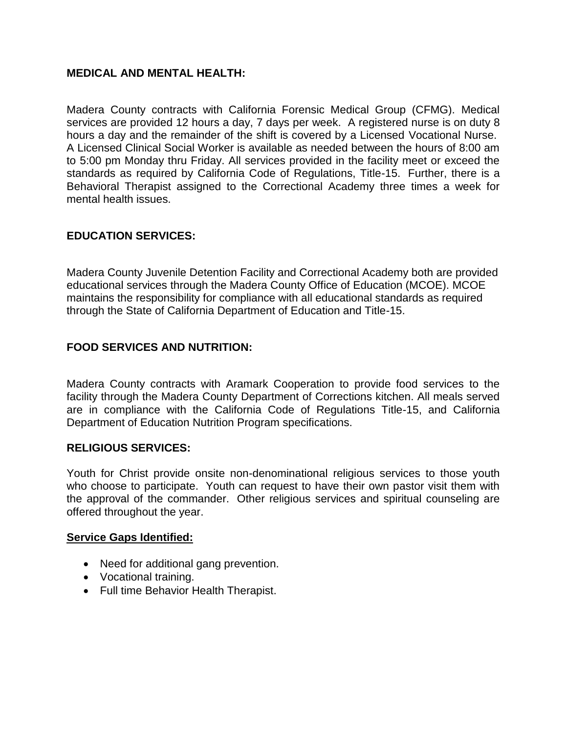**MEDICAL AND MENTAL HEALTH:**

Madera County contracts with California Forensic Medical Group (CFMG). Medical services are provided 12 hours a day, 7 days per week. A registered nurse is on duty 8 hours a day and the remainder of the shift is covered by a Licensed Vocational Nurse. A Licensed Clinical Social Worker is available as needed between the hours of 8:00 am to 5:00 pm Monday thru Friday. All services provided in the facility meet or exceed the standards as required by California Code of Regulations, Title-15. Further, there is a Behavioral Therapist assigned to the Correctional Academy three times a week for mental health issues.

**EDUCATION SERVICES:**

Madera County Juvenile Detention Facility and Correctional Academy both are provided educational services through the Madera County Office of Education (MCOE). MCOE maintains the responsibility for compliance with all educational standards as required through the State of California Department of Education and Title-15.

**FOOD SERVICES AND NUTRITION:**

Madera County contracts with Aramark Cooperation to provide food services to the facility through the Madera County Department of Corrections kitchen. All meals served are in compliance with the California Code of Regulations Title-15, and California Department of Education Nutrition Program specifications.

**RELIGIOUS SERVICES:**

Youth for Christ provide onsite non-denominational religious services to those youth who choose to participate. Youth can request to have their own pastor visit them with the approval of the commander. Other religious services and spiritual counseling are offered throughout the year.

**Service Gaps Identified:**

- Need for additional gang prevention.
- Vocational training.
- Full time Behavior Health Therapist.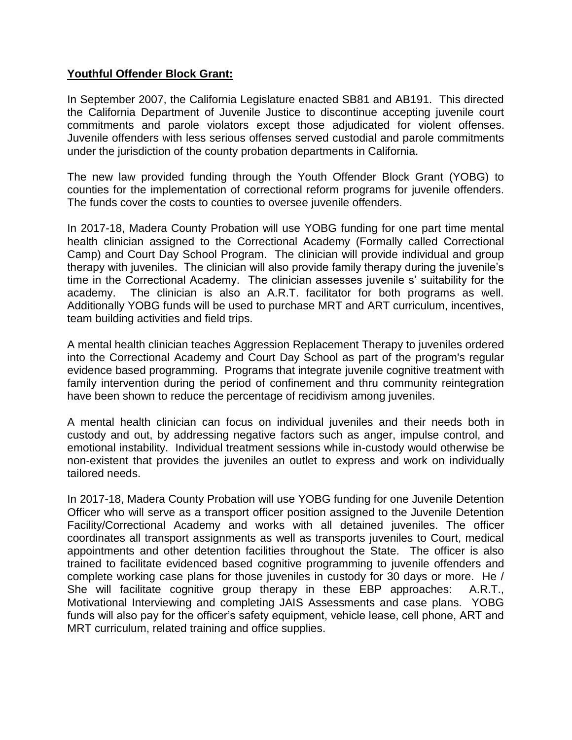**Youthful Offender Block Grant:**

In September 2007, the California Legislature enacted SB81 and AB191. This directed the California Department of Juvenile Justice to discontinue accepting juvenile court commitments and parole violators except those adjudicated for violent offenses. Juvenile offenders with less serious offenses served custodial and parole commitments under the jurisdiction of the county probation departments in California.

The new law provided funding through the Youth Offender Block Grant (YOBG) to counties for the implementation of correctional reform programs for juvenile offenders. The funds cover the costs to counties to oversee juvenile offenders.

In 2017-18, Madera County Probation will use YOBG funding for one part time mental health clinician assigned to the Correctional Academy (Formally called Correctional Camp) and Court Day School Program. The clinician will provide individual and group therapy with juveniles. The clinician will also provide family therapy during the juvenile's time in the Correctional Academy. The clinician assesses juvenile s' suitability for the academy. The clinician is also an A.R.T. facilitator for both programs as well. Additionally YOBG funds will be used to purchase MRT and ART curriculum, incentives, team building activities and field trips.

A mental health clinician teaches Aggression Replacement Therapy to juveniles ordered into the Correctional Academy and Court Day School as part of the program's regular evidence based programming. Programs that integrate juvenile cognitive treatment with family intervention during the period of confinement and thru community reintegration have been shown to reduce the percentage of recidivism among juveniles.

A mental health clinician can focus on individual juveniles and their needs both in custody and out, by addressing negative factors such as anger, impulse control, and emotional instability. Individual treatment sessions while in-custody would otherwise be non-existent that provides the juveniles an outlet to express and work on individually tailored needs.

In 2017-18, Madera County Probation will use YOBG funding for one Juvenile Detention Officer who will serve as a transport officer position assigned to the Juvenile Detention Facility/Correctional Academy and works with all detained juveniles. The officer coordinates all transport assignments as well as transports juveniles to Court, medical appointments and other detention facilities throughout the State. The officer is also trained to facilitate evidenced based cognitive programming to juvenile offenders and complete working case plans for those juveniles in custody for 30 days or more. He / She will facilitate cognitive group therapy in these EBP approaches: A.R.T., Motivational Interviewing and completing JAIS Assessments and case plans. YOBG funds will also pay for the officer's safety equipment, vehicle lease, cell phone, ART and MRT curriculum, related training and office supplies.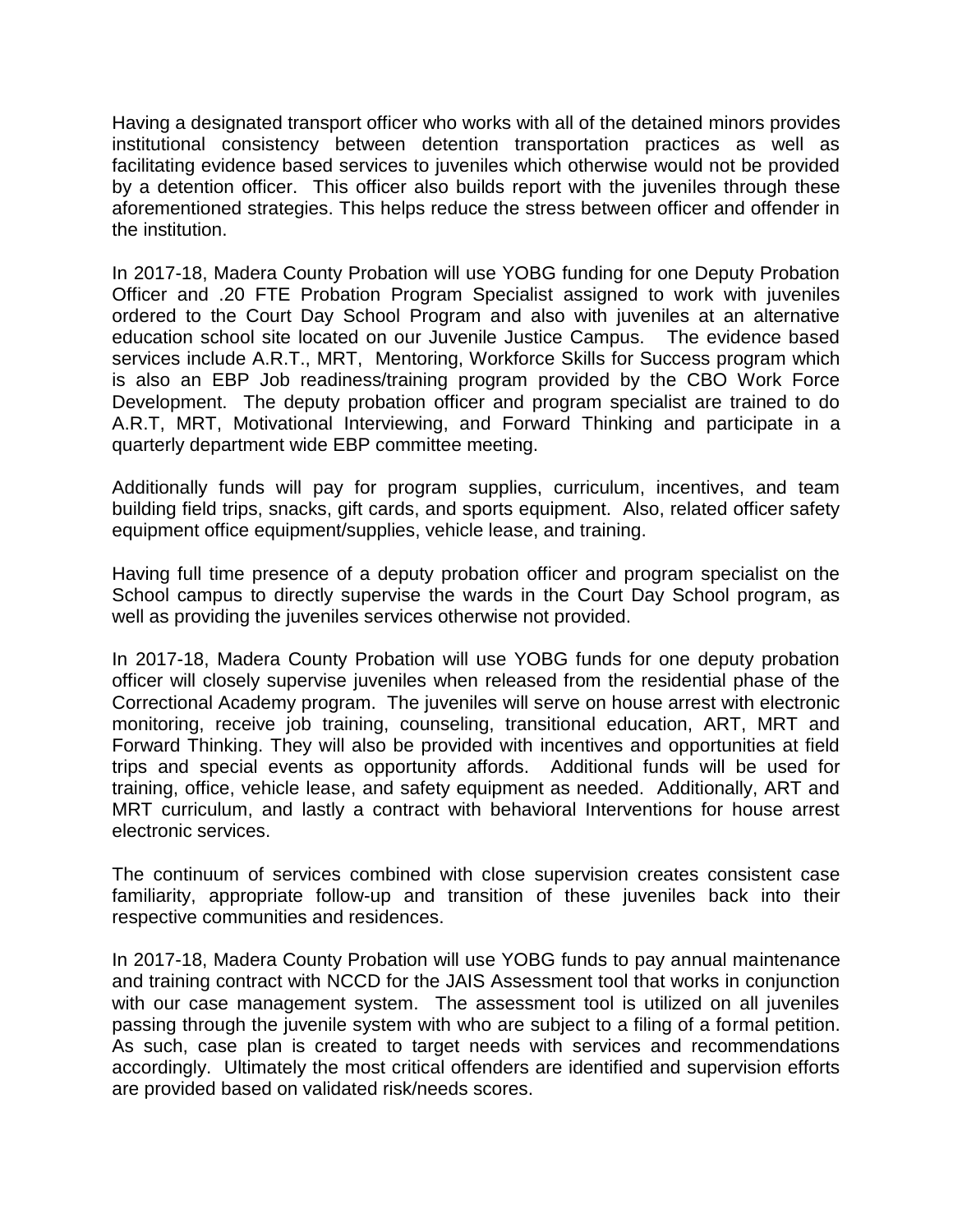Having a designated transport officer who works with all of the detained minors provides institutional consistency between detention transportation practices as well as facilitating evidence based services to juveniles which otherwise would not be provided by a detention officer. This officer also builds report with the juveniles through these aforementioned strategies. This helps reduce the stress between officer and offender in the institution.

In 2017-18, Madera County Probation will use YOBG funding for one Deputy Probation Officer and .20 FTE Probation Program Specialist assigned to work with juveniles ordered to the Court Day School Program and also with juveniles at an alternative education school site located on our Juvenile Justice Campus. The evidence based services include A.R.T., MRT, Mentoring, Workforce Skills for Success program which is also an EBP Job readiness/training program provided by the CBO Work Force Development. The deputy probation officer and program specialist are trained to do A.R.T, MRT, Motivational Interviewing, and Forward Thinking and participate in a quarterly department wide EBP committee meeting.

Additionally funds will pay for program supplies, curriculum, incentives, and team building field trips, snacks, gift cards, and sports equipment. Also, related officer safety equipment office equipment/supplies, vehicle lease, and training.

Having full time presence of a deputy probation officer and program specialist on the School campus to directly supervise the wards in the Court Day School program, as well as providing the juveniles services otherwise not provided.

In 2017-18, Madera County Probation will use YOBG funds for one deputy probation officer will closely supervise juveniles when released from the residential phase of the Correctional Academy program. The juveniles will serve on house arrest with electronic monitoring, receive job training, counseling, transitional education, ART, MRT and Forward Thinking. They will also be provided with incentives and opportunities at field trips and special events as opportunity affords. Additional funds will be used for training, office, vehicle lease, and safety equipment as needed. Additionally, ART and MRT curriculum, and lastly a contract with behavioral Interventions for house arrest electronic services.

The continuum of services combined with close supervision creates consistent case familiarity, appropriate follow-up and transition of these juveniles back into their respective communities and residences.

In 2017-18, Madera County Probation will use YOBG funds to pay annual maintenance and training contract with NCCD for the JAIS Assessment tool that works in conjunction with our case management system. The assessment tool is utilized on all juveniles passing through the juvenile system with who are subject to a filing of a formal petition. As such, case plan is created to target needs with services and recommendations accordingly. Ultimately the most critical offenders are identified and supervision efforts are provided based on validated risk/needs scores.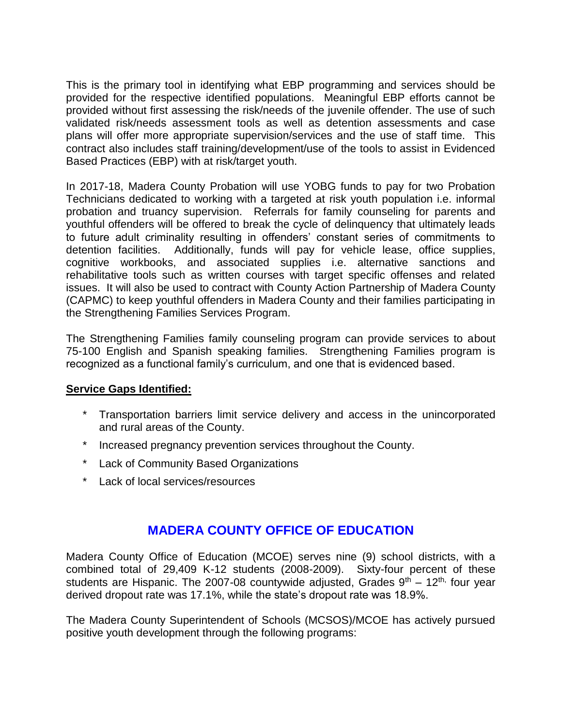This is the primary tool in identifying what EBP programming and services should be provided for the respective identified populations. Meaningful EBP efforts cannot be provided without first assessing the risk/needs of the juvenile offender. The use of such validated risk/needs assessment tools as well as detention assessments and case plans will offer more appropriate supervision/services and the use of staff time. This contract also includes staff training/development/use of the tools to assist in Evidenced Based Practices (EBP) with at risk/target youth.

In 2017-18, Madera County Probation will use YOBG funds to pay for two Probation Technicians dedicated to working with a targeted at risk youth population i.e. informal probation and truancy supervision. Referrals for family counseling for parents and youthful offenders will be offered to break the cycle of delinquency that ultimately leads to future adult criminality resulting in offenders' constant series of commitments to detention facilities. Additionally, funds will pay for vehicle lease, office supplies, cognitive workbooks, and associated supplies i.e. alternative sanctions and rehabilitative tools such as written courses with target specific offenses and related issues. It will also be used to contract with County Action Partnership of Madera County (CAPMC) to keep youthful offenders in Madera County and their families participating in the Strengthening Families Services Program.

The Strengthening Families family counseling program can provide services to about 75-100 English and Spanish speaking families. Strengthening Families program is recognized as a functional family's curriculum, and one that is evidenced based.

**Service Gaps Identified:**

- Transportation barriers limit service delivery and access in the unincorporated and rural areas of the County.
- Increased pregnancy prevention services throughout the County.
- Lack of Community Based Organizations
- Lack of local services/resources

## MADERA COUNTY OFFICE OF EDUCATION

Madera County Office of Education (MCOE) serves nine (9) school districts, with a combined total of 29,409 K-12 students (2008-2009). Sixty-four percent of these students are Hispanic. The 2007-08 countywide adjusted, Grades $9^{th}$ – $12^{th}$, four year derived dropout rate was 17.1%, while the state's dropout rate was 18.9%.

The Madera County Superintendent of Schools (MCSOS)/MCOE has actively pursued positive youth development through the following programs: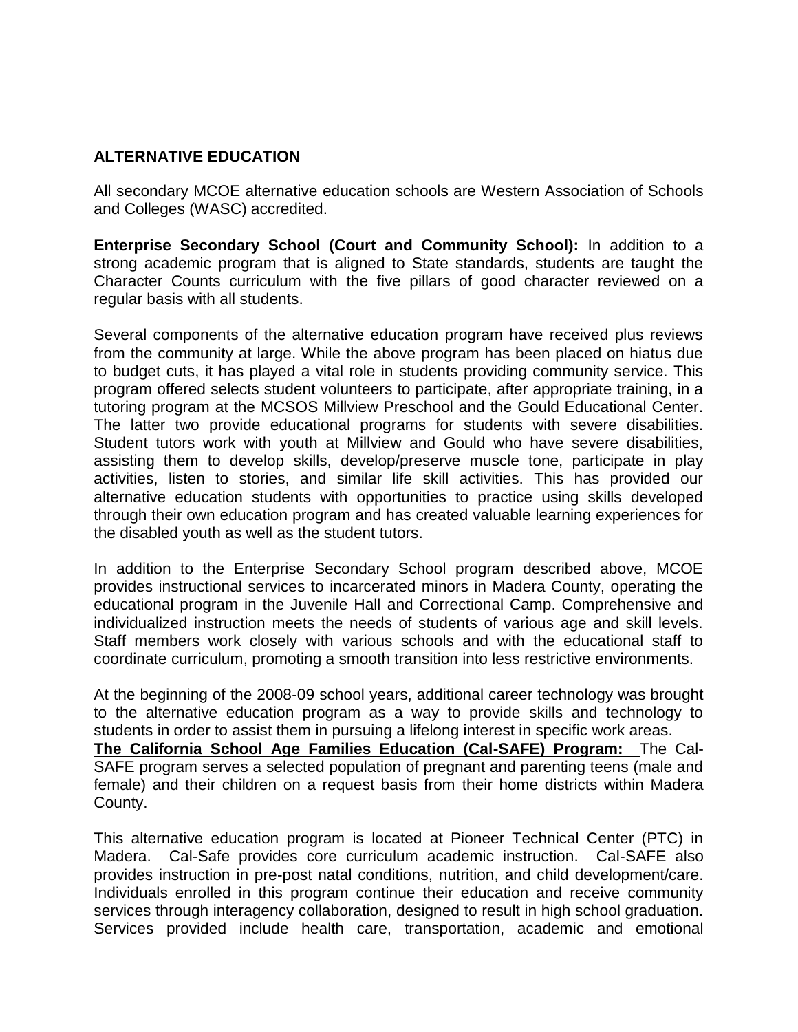## ALTERNATIVE EDUCATION

All secondary MCOE alternative education schools are Western Association of Schools and Colleges (WASC) accredited.

**Enterprise Secondary School (Court and Community School):** In addition to a strong academic program that is aligned to State standards, students are taught the Character Counts curriculum with the five pillars of good character reviewed on a regular basis with all students.

Several components of the alternative education program have received plus reviews from the community at large. While the above program has been placed on hiatus due to budget cuts, it has played a vital role in students providing community service. This program offered selects student volunteers to participate, after appropriate training, in a tutoring program at the MCSOS Millview Preschool and the Gould Educational Center. The latter two provide educational programs for students with severe disabilities. Student tutors work with youth at Millview and Gould who have severe disabilities, assisting them to develop skills, develop/preserve muscle tone, participate in play activities, listen to stories, and similar life skill activities. This has provided our alternative education students with opportunities to practice using skills developed through their own education program and has created valuable learning experiences for the disabled youth as well as the student tutors.

In addition to the Enterprise Secondary School program described above, MCOE provides instructional services to incarcerated minors in Madera County, operating the educational program in the Juvenile Hall and Correctional Camp. Comprehensive and individualized instruction meets the needs of students of various age and skill levels. Staff members work closely with various schools and with the educational staff to coordinate curriculum, promoting a smooth transition into less restrictive environments.

At the beginning of the 2008-09 school years, additional career technology was brought to the alternative education program as a way to provide skills and technology to students in order to assist them in pursuing a lifelong interest in specific work areas.

**The California School Age Families Education (Cal-SAFE) Program:** The Cal-SAFE program serves a selected population of pregnant and parenting teens (male and female) and their children on a request basis from their home districts within Madera County.

This alternative education program is located at Pioneer Technical Center (PTC) in Madera. Cal-Safe provides core curriculum academic instruction. Cal-SAFE also provides instruction in pre-post natal conditions, nutrition, and child development/care. Individuals enrolled in this program continue their education and receive community services through interagency collaboration, designed to result in high school graduation. Services provided include health care, transportation, academic and emotional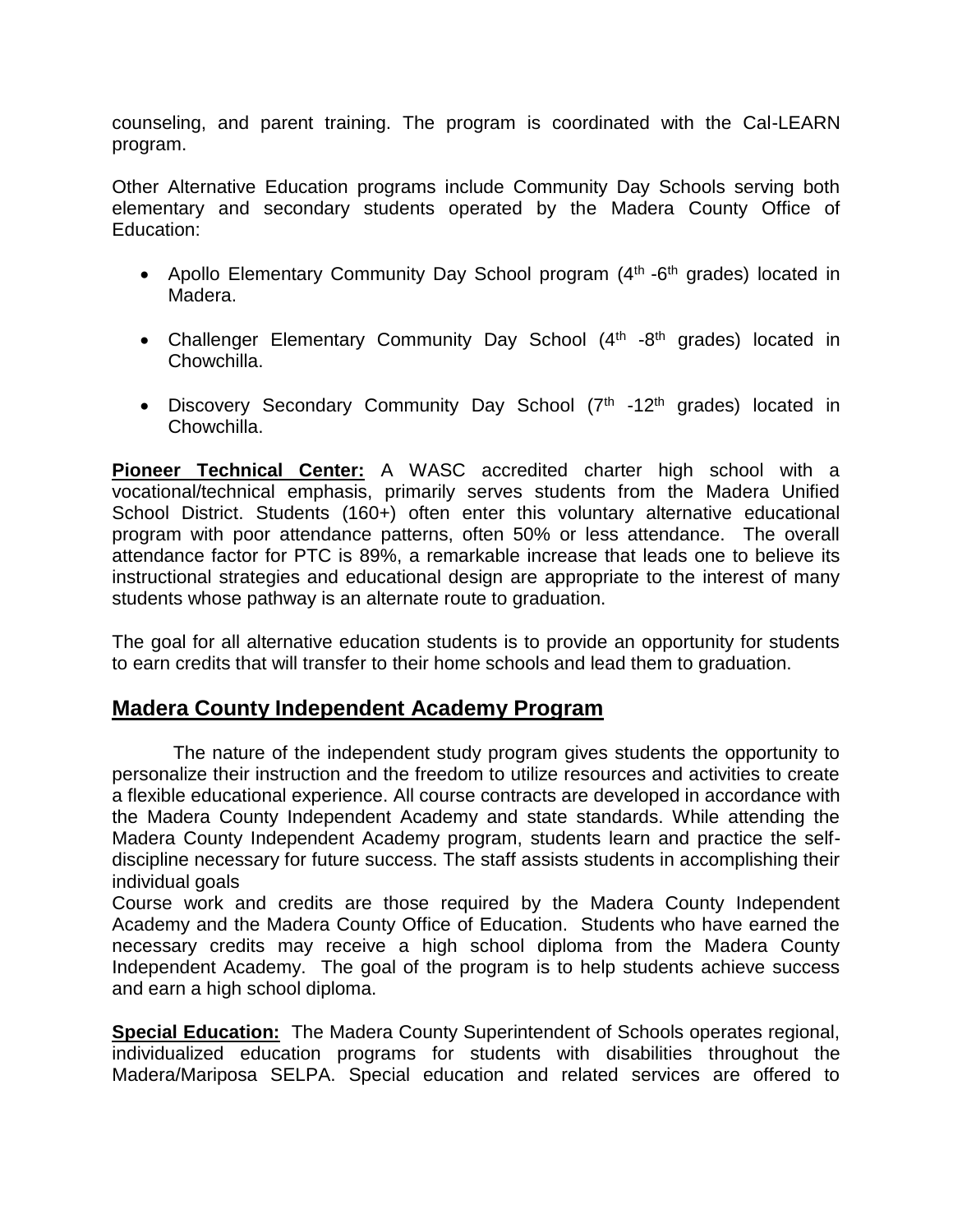counseling, and parent training. The program is coordinated with the Cal-LEARN program.

Other Alternative Education programs include Community Day Schools serving both elementary and secondary students operated by the Madera County Office of Education:

- Apollo Elementary Community Day School program (4th -6th grades) located in Madera.
- Challenger Elementary Community Day School (4th -8th grades) located in Chowchilla.
- Discovery Secondary Community Day School (7th -12th grades) located in Chowchilla.

**Pioneer Technical Center:** A WASC accredited charter high school with a vocational/technical emphasis, primarily serves students from the Madera Unified School District. Students (160+) often enter this voluntary alternative educational program with poor attendance patterns, often 50% or less attendance. The overall attendance factor for PTC is 89%, a remarkable increase that leads one to believe its instructional strategies and educational design are appropriate to the interest of many students whose pathway is an alternate route to graduation.

The goal for all alternative education students is to provide an opportunity for students to earn credits that will transfer to their home schools and lead them to graduation.

## Madera County Independent Academy Program

The nature of the independent study program gives students the opportunity to personalize their instruction and the freedom to utilize resources and activities to create a flexible educational experience. All course contracts are developed in accordance with the Madera County Independent Academy and state standards. While attending the Madera County Independent Academy program, students learn and practice the self-discipline necessary for future success. The staff assists students in accomplishing their individual goals

Course work and credits are those required by the Madera County Independent Academy and the Madera County Office of Education. Students who have earned the necessary credits may receive a high school diploma from the Madera County Independent Academy. The goal of the program is to help students achieve success and earn a high school diploma.

**Special Education:** The Madera County Superintendent of Schools operates regional, individualized education programs for students with disabilities throughout the Madera/Mariposa SELPA. Special education and related services are offered to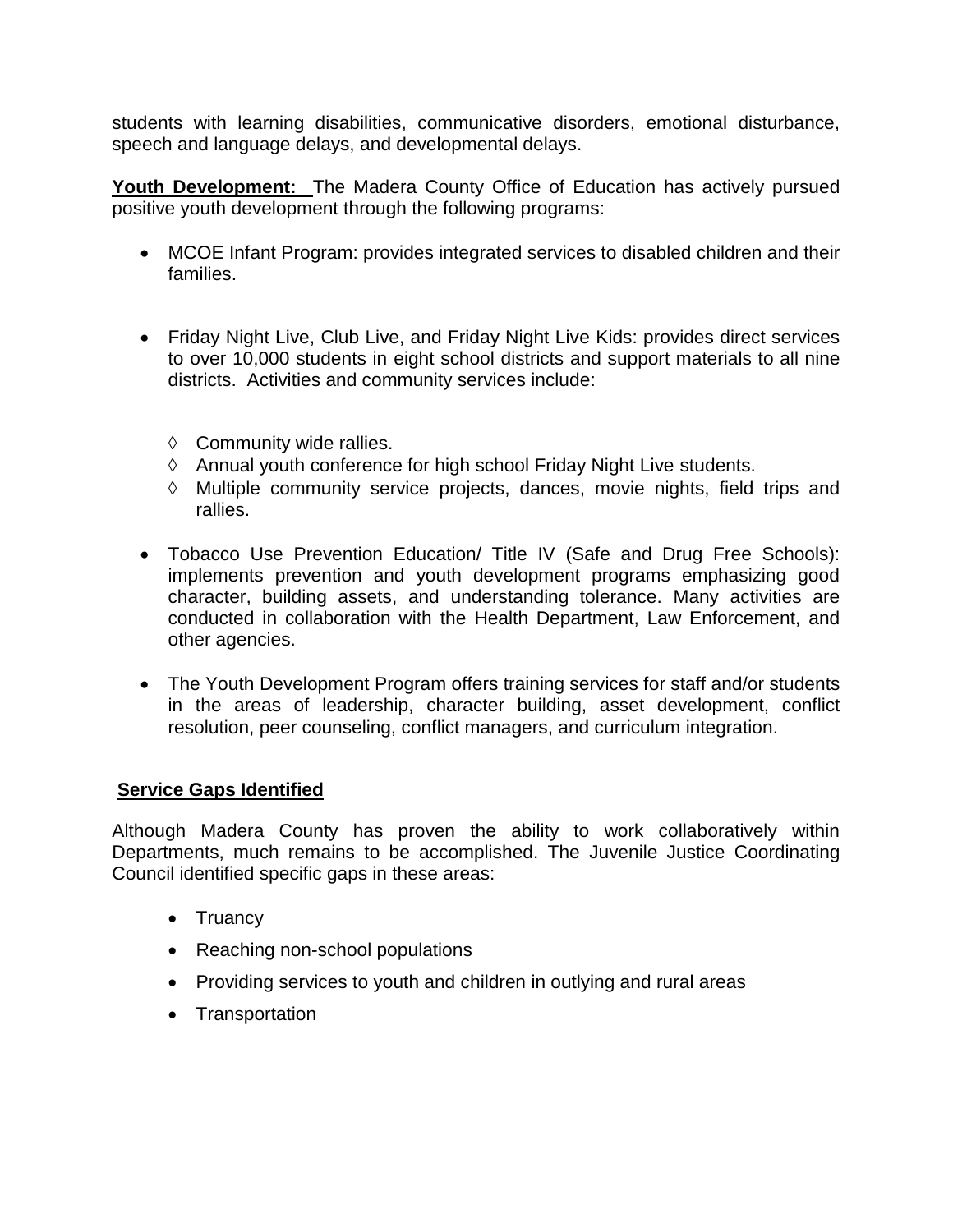students with learning disabilities, communicative disorders, emotional disturbance, speech and language delays, and developmental delays.

**Youth Development:** The Madera County Office of Education has actively pursued positive youth development through the following programs:

- MCOE Infant Program: provides integrated services to disabled children and their families.

- Friday Night Live, Club Live, and Friday Night Live Kids: provides direct services to over 10,000 students in eight school districts and support materials to all nine districts. Activities and community services include:

  - ◊ Community wide rallies.
  - ◊ Annual youth conference for high school Friday Night Live students.
  - ◊ Multiple community service projects, dances, movie nights, field trips and rallies.

- Tobacco Use Prevention Education/ Title IV (Safe and Drug Free Schools): implements prevention and youth development programs emphasizing good character, building assets, and understanding tolerance. Many activities are conducted in collaboration with the Health Department, Law Enforcement, and other agencies.

- The Youth Development Program offers training services for staff and/or students in the areas of leadership, character building, asset development, conflict resolution, peer counseling, conflict managers, and curriculum integration.

## Service Gaps Identified

Although Madera County has proven the ability to work collaboratively within Departments, much remains to be accomplished. The Juvenile Justice Coordinating Council identified specific gaps in these areas:

- Truancy
- Reaching non-school populations
- Providing services to youth and children in outlying and rural areas
- Transportation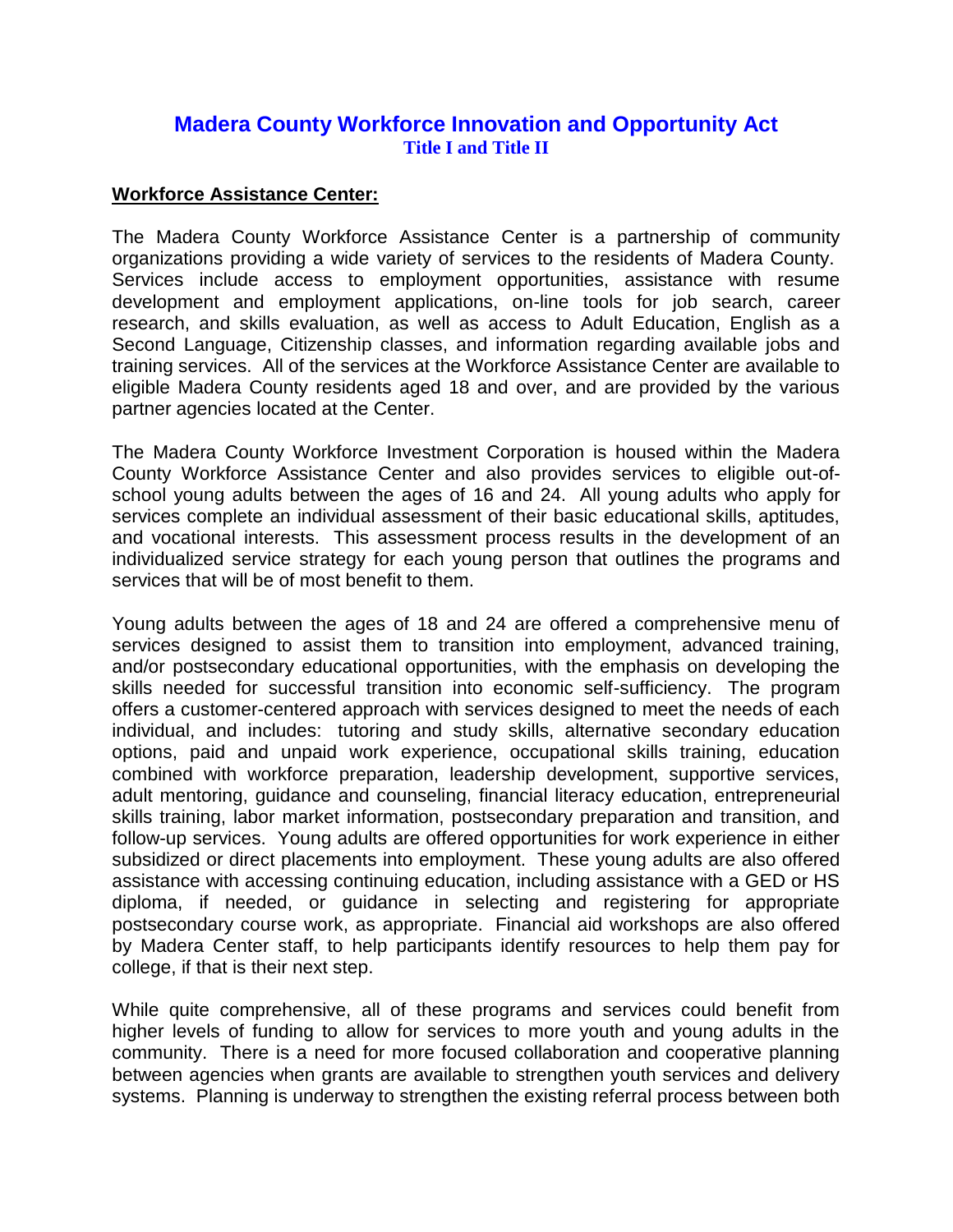# Madera County Workforce Innovation and Opportunity Act

## Title I and Title II

**Workforce Assistance Center:**

The Madera County Workforce Assistance Center is a partnership of community organizations providing a wide variety of services to the residents of Madera County. Services include access to employment opportunities, assistance with resume development and employment applications, on-line tools for job search, career research, and skills evaluation, as well as access to Adult Education, English as a Second Language, Citizenship classes, and information regarding available jobs and training services. All of the services at the Workforce Assistance Center are available to eligible Madera County residents aged 18 and over, and are provided by the various partner agencies located at the Center.

The Madera County Workforce Investment Corporation is housed within the Madera County Workforce Assistance Center and also provides services to eligible out-of-school young adults between the ages of 16 and 24. All young adults who apply for services complete an individual assessment of their basic educational skills, aptitudes, and vocational interests. This assessment process results in the development of an individualized service strategy for each young person that outlines the programs and services that will be of most benefit to them.

Young adults between the ages of 18 and 24 are offered a comprehensive menu of services designed to assist them to transition into employment, advanced training, and/or postsecondary educational opportunities, with the emphasis on developing the skills needed for successful transition into economic self-sufficiency. The program offers a customer-centered approach with services designed to meet the needs of each individual, and includes: tutoring and study skills, alternative secondary education options, paid and unpaid work experience, occupational skills training, education combined with workforce preparation, leadership development, supportive services, adult mentoring, guidance and counseling, financial literacy education, entrepreneurial skills training, labor market information, postsecondary preparation and transition, and follow-up services. Young adults are offered opportunities for work experience in either subsidized or direct placements into employment. These young adults are also offered assistance with accessing continuing education, including assistance with a GED or HS diploma, if needed, or guidance in selecting and registering for appropriate postsecondary course work, as appropriate. Financial aid workshops are also offered by Madera Center staff, to help participants identify resources to help them pay for college, if that is their next step.

While quite comprehensive, all of these programs and services could benefit from higher levels of funding to allow for services to more youth and young adults in the community. There is a need for more focused collaboration and cooperative planning between agencies when grants are available to strengthen youth services and delivery systems. Planning is underway to strengthen the existing referral process between both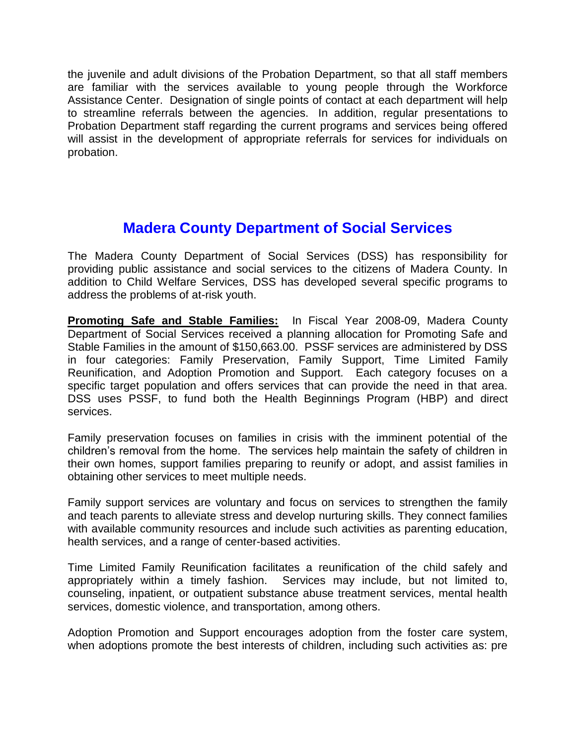the juvenile and adult divisions of the Probation Department, so that all staff members are familiar with the services available to young people through the Workforce Assistance Center. Designation of single points of contact at each department will help to streamline referrals between the agencies. In addition, regular presentations to Probation Department staff regarding the current programs and services being offered will assist in the development of appropriate referrals for services for individuals on probation.

## Madera County Department of Social Services

The Madera County Department of Social Services (DSS) has responsibility for providing public assistance and social services to the citizens of Madera County. In addition to Child Welfare Services, DSS has developed several specific programs to address the problems of at-risk youth.

**Promoting Safe and Stable Families:** In Fiscal Year 2008-09, Madera County Department of Social Services received a planning allocation for Promoting Safe and Stable Families in the amount of $150,663.00. PSSF services are administered by DSS in four categories: Family Preservation, Family Support, Time Limited Family Reunification, and Adoption Promotion and Support. Each category focuses on a specific target population and offers services that can provide the need in that area. DSS uses PSSF, to fund both the Health Beginnings Program (HBP) and direct services.

Family preservation focuses on families in crisis with the imminent potential of the children's removal from the home. The services help maintain the safety of children in their own homes, support families preparing to reunify or adopt, and assist families in obtaining other services to meet multiple needs.

Family support services are voluntary and focus on services to strengthen the family and teach parents to alleviate stress and develop nurturing skills. They connect families with available community resources and include such activities as parenting education, health services, and a range of center-based activities.

Time Limited Family Reunification facilitates a reunification of the child safely and appropriately within a timely fashion. Services may include, but not limited to, counseling, inpatient, or outpatient substance abuse treatment services, mental health services, domestic violence, and transportation, among others.

Adoption Promotion and Support encourages adoption from the foster care system, when adoptions promote the best interests of children, including such activities as: pre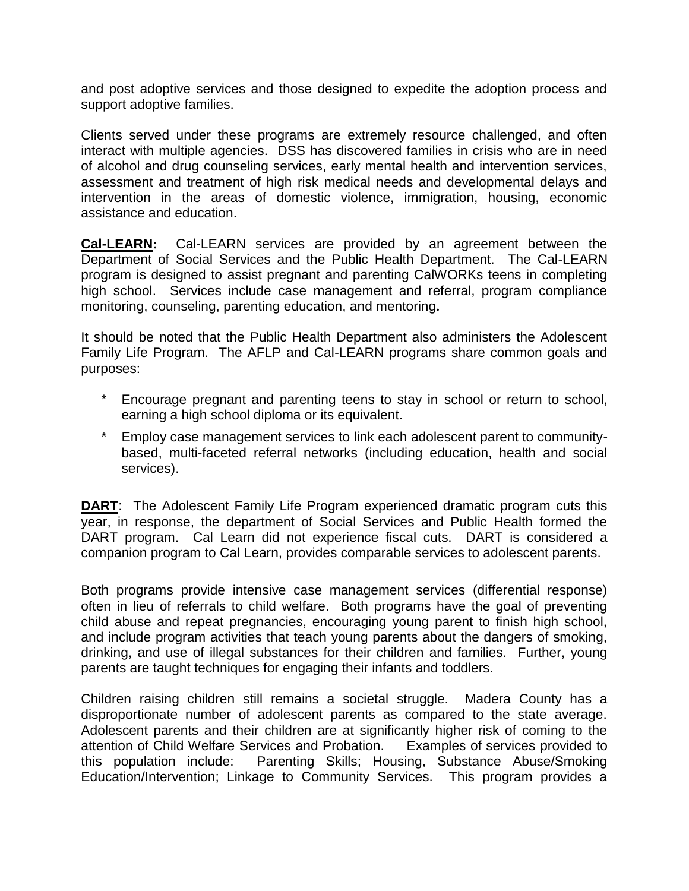and post adoptive services and those designed to expedite the adoption process and support adoptive families.

Clients served under these programs are extremely resource challenged, and often interact with multiple agencies. DSS has discovered families in crisis who are in need of alcohol and drug counseling services, early mental health and intervention services, assessment and treatment of high risk medical needs and developmental delays and intervention in the areas of domestic violence, immigration, housing, economic assistance and education.

**Cal-LEARN:** Cal-LEARN services are provided by an agreement between the Department of Social Services and the Public Health Department. The Cal-LEARN program is designed to assist pregnant and parenting CalWORKs teens in completing high school. Services include case management and referral, program compliance monitoring, counseling, parenting education, and mentoring**.**

It should be noted that the Public Health Department also administers the Adolescent Family Life Program. The AFLP and Cal-LEARN programs share common goals and purposes:

- Encourage pregnant and parenting teens to stay in school or return to school, earning a high school diploma or its equivalent.
- Employ case management services to link each adolescent parent to community-based, multi-faceted referral networks (including education, health and social services).

**DART**: The Adolescent Family Life Program experienced dramatic program cuts this year, in response, the department of Social Services and Public Health formed the DART program. Cal Learn did not experience fiscal cuts. DART is considered a companion program to Cal Learn, provides comparable services to adolescent parents.

Both programs provide intensive case management services (differential response) often in lieu of referrals to child welfare. Both programs have the goal of preventing child abuse and repeat pregnancies, encouraging young parent to finish high school, and include program activities that teach young parents about the dangers of smoking, drinking, and use of illegal substances for their children and families. Further, young parents are taught techniques for engaging their infants and toddlers.

Children raising children still remains a societal struggle. Madera County has a disproportionate number of adolescent parents as compared to the state average. Adolescent parents and their children are at significantly higher risk of coming to the attention of Child Welfare Services and Probation. Examples of services provided to this population include: Parenting Skills; Housing, Substance Abuse/Smoking Education/Intervention; Linkage to Community Services. This program provides a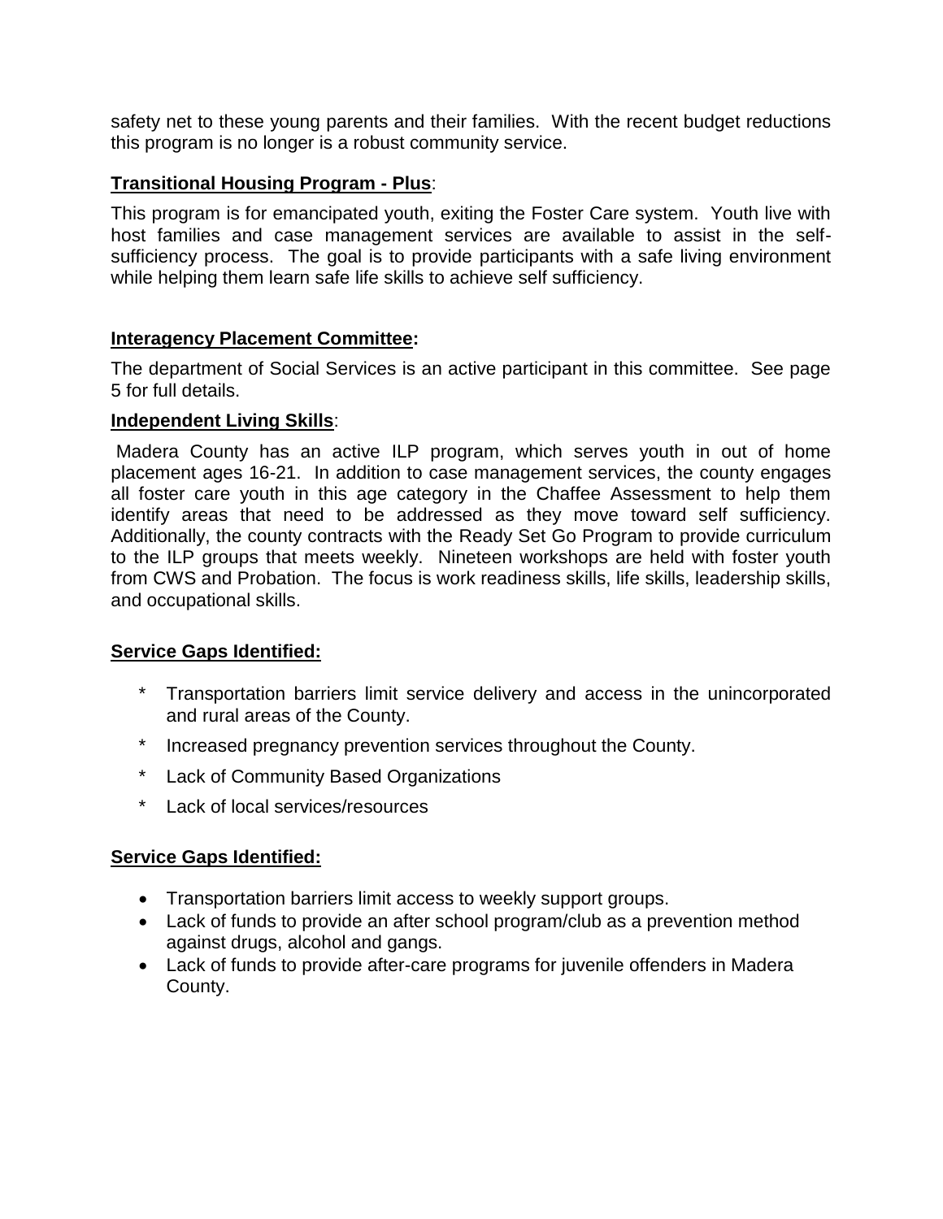safety net to these young parents and their families. With the recent budget reductions this program is no longer is a robust community service.

**Transitional Housing Program - Plus**:

This program is for emancipated youth, exiting the Foster Care system. Youth live with host families and case management services are available to assist in the self-sufficiency process. The goal is to provide participants with a safe living environment while helping them learn safe life skills to achieve self sufficiency.

**Interagency Placement Committee:**

The department of Social Services is an active participant in this committee. See page 5 for full details.

**Independent Living Skills**:

Madera County has an active ILP program, which serves youth in out of home placement ages 16-21. In addition to case management services, the county engages all foster care youth in this age category in the Chaffee Assessment to help them identify areas that need to be addressed as they move toward self sufficiency. Additionally, the county contracts with the Ready Set Go Program to provide curriculum to the ILP groups that meets weekly. Nineteen workshops are held with foster youth from CWS and Probation. The focus is work readiness skills, life skills, leadership skills, and occupational skills.

**Service Gaps Identified:**

- Transportation barriers limit service delivery and access in the unincorporated and rural areas of the County.
- Increased pregnancy prevention services throughout the County.
- Lack of Community Based Organizations
- Lack of local services/resources

**Service Gaps Identified:**

- Transportation barriers limit access to weekly support groups.
- Lack of funds to provide an after school program/club as a prevention method against drugs, alcohol and gangs.
- Lack of funds to provide after-care programs for juvenile offenders in Madera County.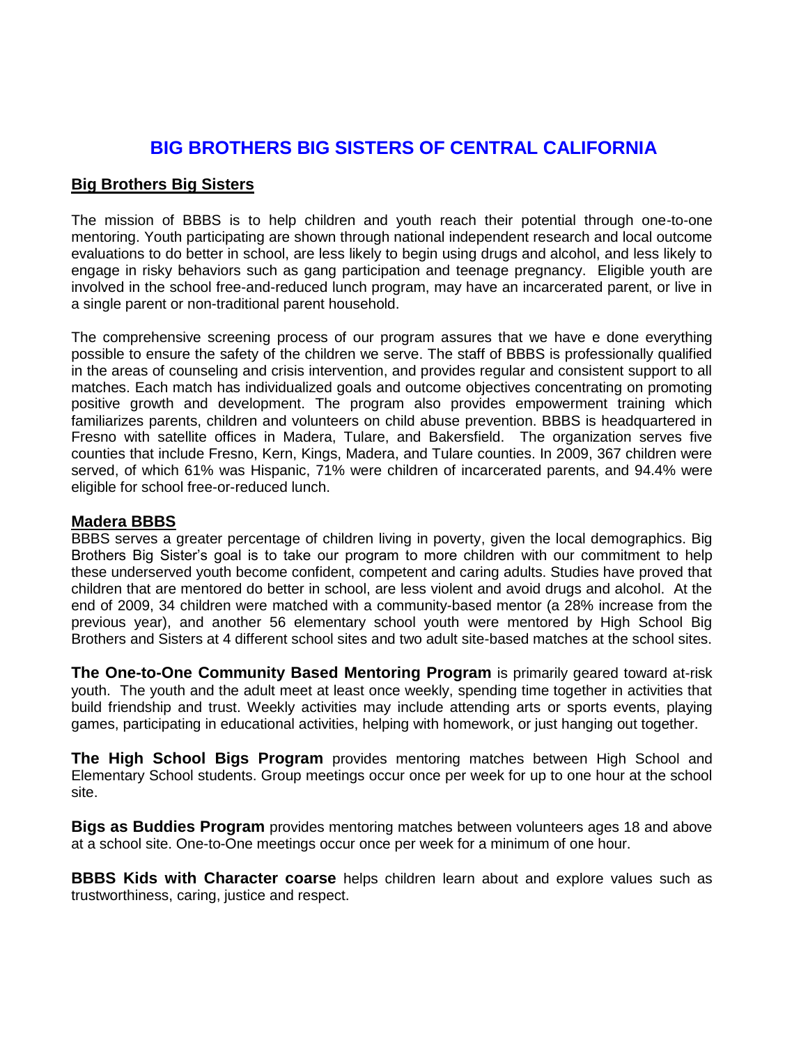# BIG BROTHERS BIG SISTERS OF CENTRAL CALIFORNIA

## Big Brothers Big Sisters

The mission of BBBS is to help children and youth reach their potential through one-to-one mentoring. Youth participating are shown through national independent research and local outcome evaluations to do better in school, are less likely to begin using drugs and alcohol, and less likely to engage in risky behaviors such as gang participation and teenage pregnancy. Eligible youth are involved in the school free-and-reduced lunch program, may have an incarcerated parent, or live in a single parent or non-traditional parent household.

The comprehensive screening process of our program assures that we have e done everything possible to ensure the safety of the children we serve. The staff of BBBS is professionally qualified in the areas of counseling and crisis intervention, and provides regular and consistent support to all matches. Each match has individualized goals and outcome objectives concentrating on promoting positive growth and development. The program also provides empowerment training which familiarizes parents, children and volunteers on child abuse prevention. BBBS is headquartered in Fresno with satellite offices in Madera, Tulare, and Bakersfield. The organization serves five counties that include Fresno, Kern, Kings, Madera, and Tulare counties. In 2009, 367 children were served, of which 61% was Hispanic, 71% were children of incarcerated parents, and 94.4% were eligible for school free-or-reduced lunch.

## Madera BBBS

BBBS serves a greater percentage of children living in poverty, given the local demographics. Big Brothers Big Sister's goal is to take our program to more children with our commitment to help these underserved youth become confident, competent and caring adults. Studies have proved that children that are mentored do better in school, are less violent and avoid drugs and alcohol. At the end of 2009, 34 children were matched with a community-based mentor (a 28% increase from the previous year), and another 56 elementary school youth were mentored by High School Big Brothers and Sisters at 4 different school sites and two adult site-based matches at the school sites.

**The One-to-One Community Based Mentoring Program** is primarily geared toward at-risk youth. The youth and the adult meet at least once weekly, spending time together in activities that build friendship and trust. Weekly activities may include attending arts or sports events, playing games, participating in educational activities, helping with homework, or just hanging out together.

**The High School Bigs Program** provides mentoring matches between High School and Elementary School students. Group meetings occur once per week for up to one hour at the school site.

**Bigs as Buddies Program** provides mentoring matches between volunteers ages 18 and above at a school site. One-to-One meetings occur once per week for a minimum of one hour.

**BBBS Kids with Character coarse** helps children learn about and explore values such as trustworthiness, caring, justice and respect.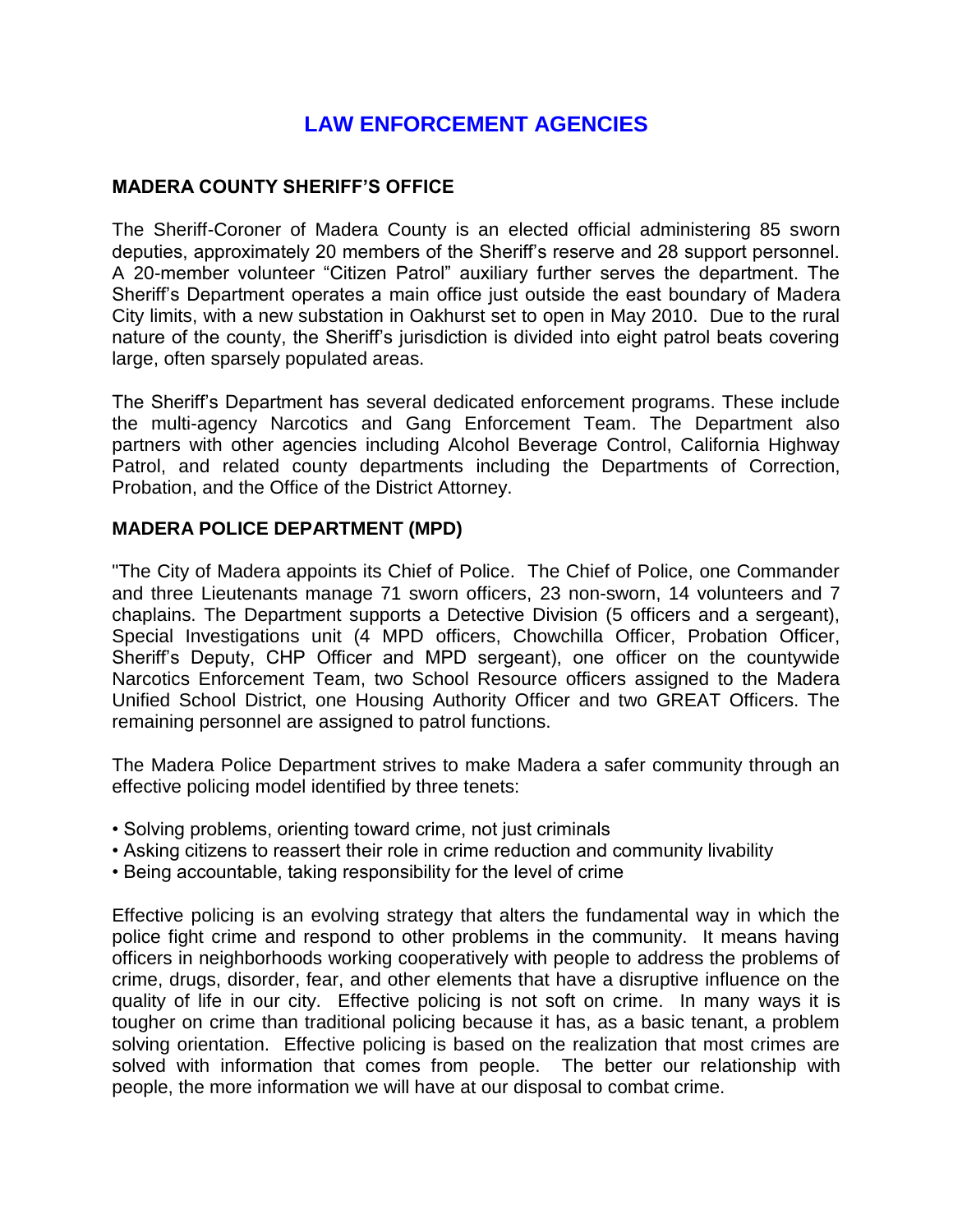# LAW ENFORCEMENT AGENCIES

## MADERA COUNTY SHERIFF'S OFFICE

The Sheriff-Coroner of Madera County is an elected official administering 85 sworn deputies, approximately 20 members of the Sheriff's reserve and 28 support personnel. A 20-member volunteer "Citizen Patrol" auxiliary further serves the department. The Sheriff's Department operates a main office just outside the east boundary of Madera City limits, with a new substation in Oakhurst set to open in May 2010. Due to the rural nature of the county, the Sheriff's jurisdiction is divided into eight patrol beats covering large, often sparsely populated areas.

The Sheriff's Department has several dedicated enforcement programs. These include the multi-agency Narcotics and Gang Enforcement Team. The Department also partners with other agencies including Alcohol Beverage Control, California Highway Patrol, and related county departments including the Departments of Correction, Probation, and the Office of the District Attorney.

## MADERA POLICE DEPARTMENT (MPD)

"The City of Madera appoints its Chief of Police. The Chief of Police, one Commander and three Lieutenants manage 71 sworn officers, 23 non-sworn, 14 volunteers and 7 chaplains. The Department supports a Detective Division (5 officers and a sergeant), Special Investigations unit (4 MPD officers, Chowchilla Officer, Probation Officer, Sheriff's Deputy, CHP Officer and MPD sergeant), one officer on the countywide Narcotics Enforcement Team, two School Resource officers assigned to the Madera Unified School District, one Housing Authority Officer and two GREAT Officers. The remaining personnel are assigned to patrol functions.

The Madera Police Department strives to make Madera a safer community through an effective policing model identified by three tenets:

- Solving problems, orienting toward crime, not just criminals
- Asking citizens to reassert their role in crime reduction and community livability
- Being accountable, taking responsibility for the level of crime

Effective policing is an evolving strategy that alters the fundamental way in which the police fight crime and respond to other problems in the community. It means having officers in neighborhoods working cooperatively with people to address the problems of crime, drugs, disorder, fear, and other elements that have a disruptive influence on the quality of life in our city. Effective policing is not soft on crime. In many ways it is tougher on crime than traditional policing because it has, as a basic tenant, a problem solving orientation. Effective policing is based on the realization that most crimes are solved with information that comes from people. The better our relationship with people, the more information we will have at our disposal to combat crime.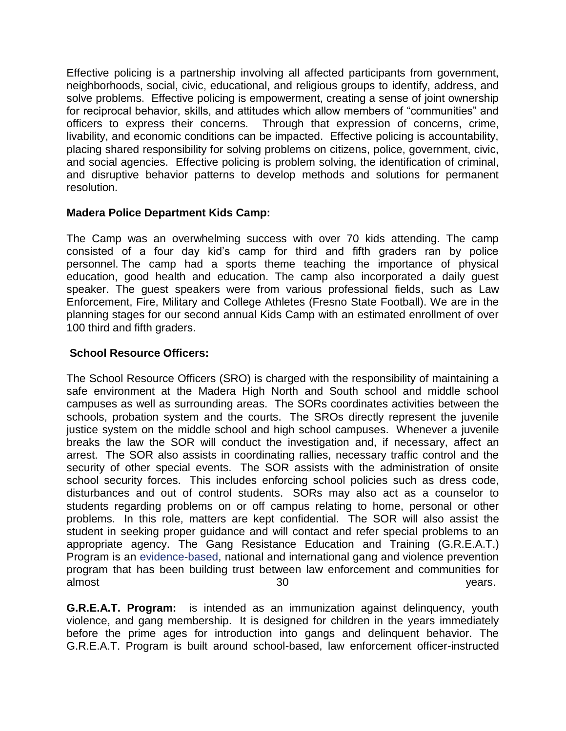Effective policing is a partnership involving all affected participants from government, neighborhoods, social, civic, educational, and religious groups to identify, address, and solve problems. Effective policing is empowerment, creating a sense of joint ownership for reciprocal behavior, skills, and attitudes which allow members of "communities" and officers to express their concerns. Through that expression of concerns, crime, livability, and economic conditions can be impacted. Effective policing is accountability, placing shared responsibility for solving problems on citizens, police, government, civic, and social agencies. Effective policing is problem solving, the identification of criminal, and disruptive behavior patterns to develop methods and solutions for permanent resolution.

**Madera Police Department Kids Camp:**

The Camp was an overwhelming success with over 70 kids attending. The camp consisted of a four day kid's camp for third and fifth graders ran by police personnel. The camp had a sports theme teaching the importance of physical education, good health and education. The camp also incorporated a daily guest speaker. The guest speakers were from various professional fields, such as Law Enforcement, Fire, Military and College Athletes (Fresno State Football). We are in the planning stages for our second annual Kids Camp with an estimated enrollment of over 100 third and fifth graders.

**School Resource Officers:**

The School Resource Officers (SRO) is charged with the responsibility of maintaining a safe environment at the Madera High North and South school and middle school campuses as well as surrounding areas. The SORs coordinates activities between the schools, probation system and the courts. The SROs directly represent the juvenile justice system on the middle school and high school campuses. Whenever a juvenile breaks the law the SOR will conduct the investigation and, if necessary, affect an arrest. The SOR also assists in coordinating rallies, necessary traffic control and the security of other special events. The SOR assists with the administration of onsite school security forces. This includes enforcing school policies such as dress code, disturbances and out of control students. SORs may also act as a counselor to students regarding problems on or off campus relating to home, personal or other problems. In this role, matters are kept confidential. The SOR will also assist the student in seeking proper guidance and will contact and refer special problems to an appropriate agency. The Gang Resistance Education and Training (G.R.E.A.T.) Program is an evidence-based, national and international gang and violence prevention program that has been building trust between law enforcement and communities for almost 30 years.

**G.R.E.A.T. Program:** is intended as an immunization against delinquency, youth violence, and gang membership. It is designed for children in the years immediately before the prime ages for introduction into gangs and delinquent behavior. The G.R.E.A.T. Program is built around school-based, law enforcement officer-instructed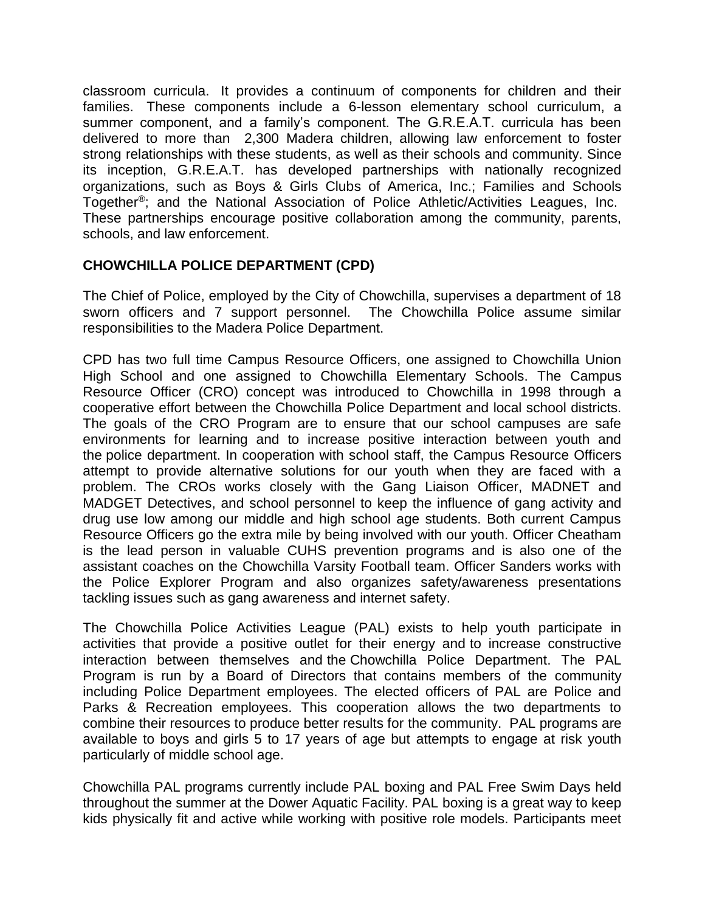classroom curricula. It provides a continuum of components for children and their families. These components include a 6-lesson elementary school curriculum, a summer component, and a family's component. The G.R.E.A.T. curricula has been delivered to more than 2,300 Madera children, allowing law enforcement to foster strong relationships with these students, as well as their schools and community. Since its inception, G.R.E.A.T. has developed partnerships with nationally recognized organizations, such as Boys & Girls Clubs of America, Inc.; Families and Schools Together®; and the National Association of Police Athletic/Activities Leagues, Inc. These partnerships encourage positive collaboration among the community, parents, schools, and law enforcement.

## CHOWCHILLA POLICE DEPARTMENT (CPD)

The Chief of Police, employed by the City of Chowchilla, supervises a department of 18 sworn officers and 7 support personnel. The Chowchilla Police assume similar responsibilities to the Madera Police Department.

CPD has two full time Campus Resource Officers, one assigned to Chowchilla Union High School and one assigned to Chowchilla Elementary Schools. The Campus Resource Officer (CRO) concept was introduced to Chowchilla in 1998 through a cooperative effort between the Chowchilla Police Department and local school districts. The goals of the CRO Program are to ensure that our school campuses are safe environments for learning and to increase positive interaction between youth and the police department. In cooperation with school staff, the Campus Resource Officers attempt to provide alternative solutions for our youth when they are faced with a problem. The CROs works closely with the Gang Liaison Officer, MADNET and MADGET Detectives, and school personnel to keep the influence of gang activity and drug use low among our middle and high school age students. Both current Campus Resource Officers go the extra mile by being involved with our youth. Officer Cheatham is the lead person in valuable CUHS prevention programs and is also one of the assistant coaches on the Chowchilla Varsity Football team. Officer Sanders works with the Police Explorer Program and also organizes safety/awareness presentations tackling issues such as gang awareness and internet safety.

The Chowchilla Police Activities League (PAL) exists to help youth participate in activities that provide a positive outlet for their energy and to increase constructive interaction between themselves and the Chowchilla Police Department. The PAL Program is run by a Board of Directors that contains members of the community including Police Department employees. The elected officers of PAL are Police and Parks & Recreation employees. This cooperation allows the two departments to combine their resources to produce better results for the community. PAL programs are available to boys and girls 5 to 17 years of age but attempts to engage at risk youth particularly of middle school age.

Chowchilla PAL programs currently include PAL boxing and PAL Free Swim Days held throughout the summer at the Dower Aquatic Facility. PAL boxing is a great way to keep kids physically fit and active while working with positive role models. Participants meet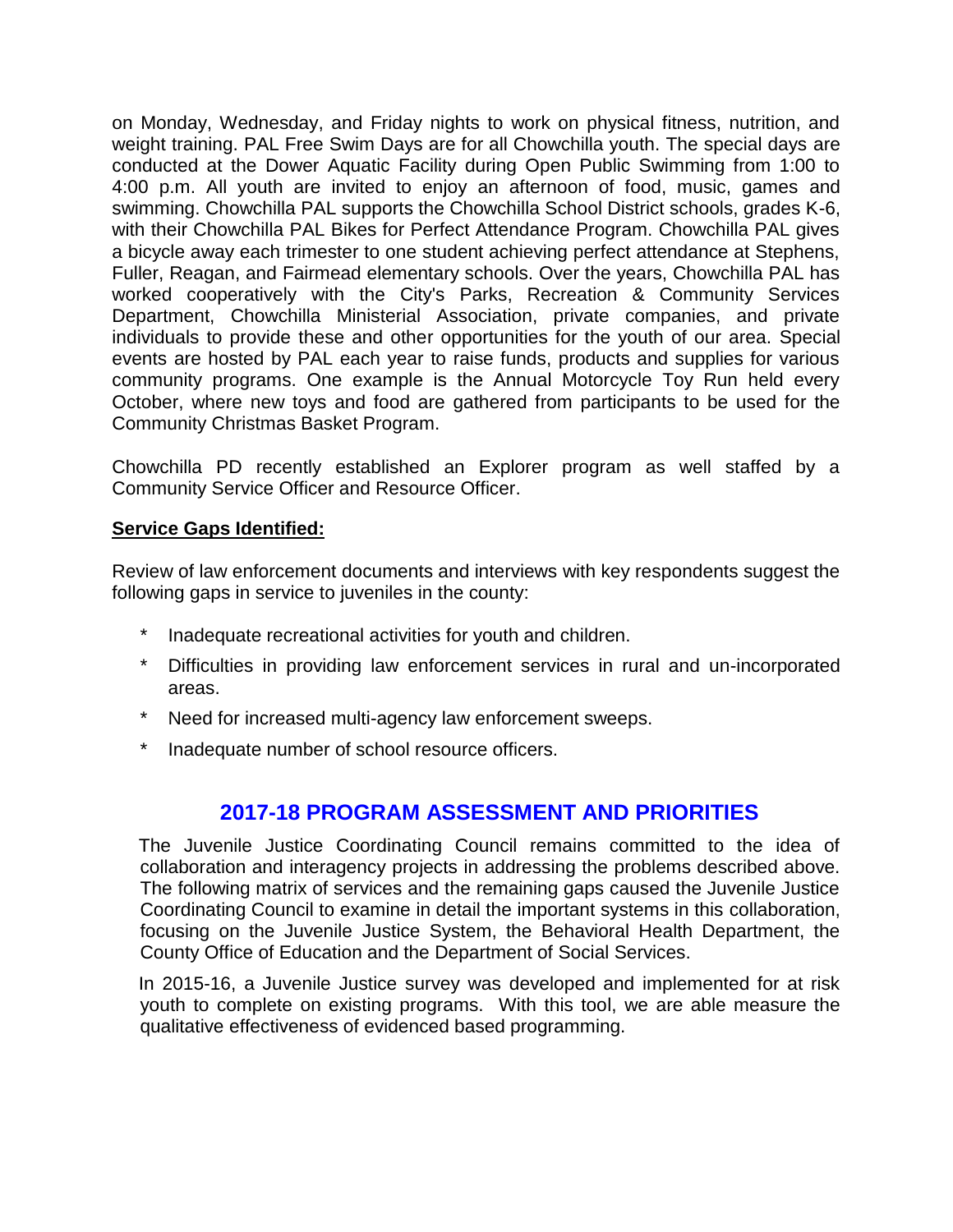on Monday, Wednesday, and Friday nights to work on physical fitness, nutrition, and weight training. PAL Free Swim Days are for all Chowchilla youth. The special days are conducted at the Dower Aquatic Facility during Open Public Swimming from 1:00 to 4:00 p.m. All youth are invited to enjoy an afternoon of food, music, games and swimming. Chowchilla PAL supports the Chowchilla School District schools, grades K-6, with their Chowchilla PAL Bikes for Perfect Attendance Program. Chowchilla PAL gives a bicycle away each trimester to one student achieving perfect attendance at Stephens, Fuller, Reagan, and Fairmead elementary schools. Over the years, Chowchilla PAL has worked cooperatively with the City's Parks, Recreation & Community Services Department, Chowchilla Ministerial Association, private companies, and private individuals to provide these and other opportunities for the youth of our area. Special events are hosted by PAL each year to raise funds, products and supplies for various community programs. One example is the Annual Motorcycle Toy Run held every October, where new toys and food are gathered from participants to be used for the Community Christmas Basket Program.

Chowchilla PD recently established an Explorer program as well staffed by a Community Service Officer and Resource Officer.

**Service Gaps Identified:**

Review of law enforcement documents and interviews with key respondents suggest the following gaps in service to juveniles in the county:

* Inadequate recreational activities for youth and children.
* Difficulties in providing law enforcement services in rural and un-incorporated areas.
* Need for increased multi-agency law enforcement sweeps.
* Inadequate number of school resource officers.

## 2017-18 PROGRAM ASSESSMENT AND PRIORITIES

The Juvenile Justice Coordinating Council remains committed to the idea of collaboration and interagency projects in addressing the problems described above. The following matrix of services and the remaining gaps caused the Juvenile Justice Coordinating Council to examine in detail the important systems in this collaboration, focusing on the Juvenile Justice System, the Behavioral Health Department, the County Office of Education and the Department of Social Services.

In 2015-16, a Juvenile Justice survey was developed and implemented for at risk youth to complete on existing programs. With this tool, we are able measure the qualitative effectiveness of evidenced based programming.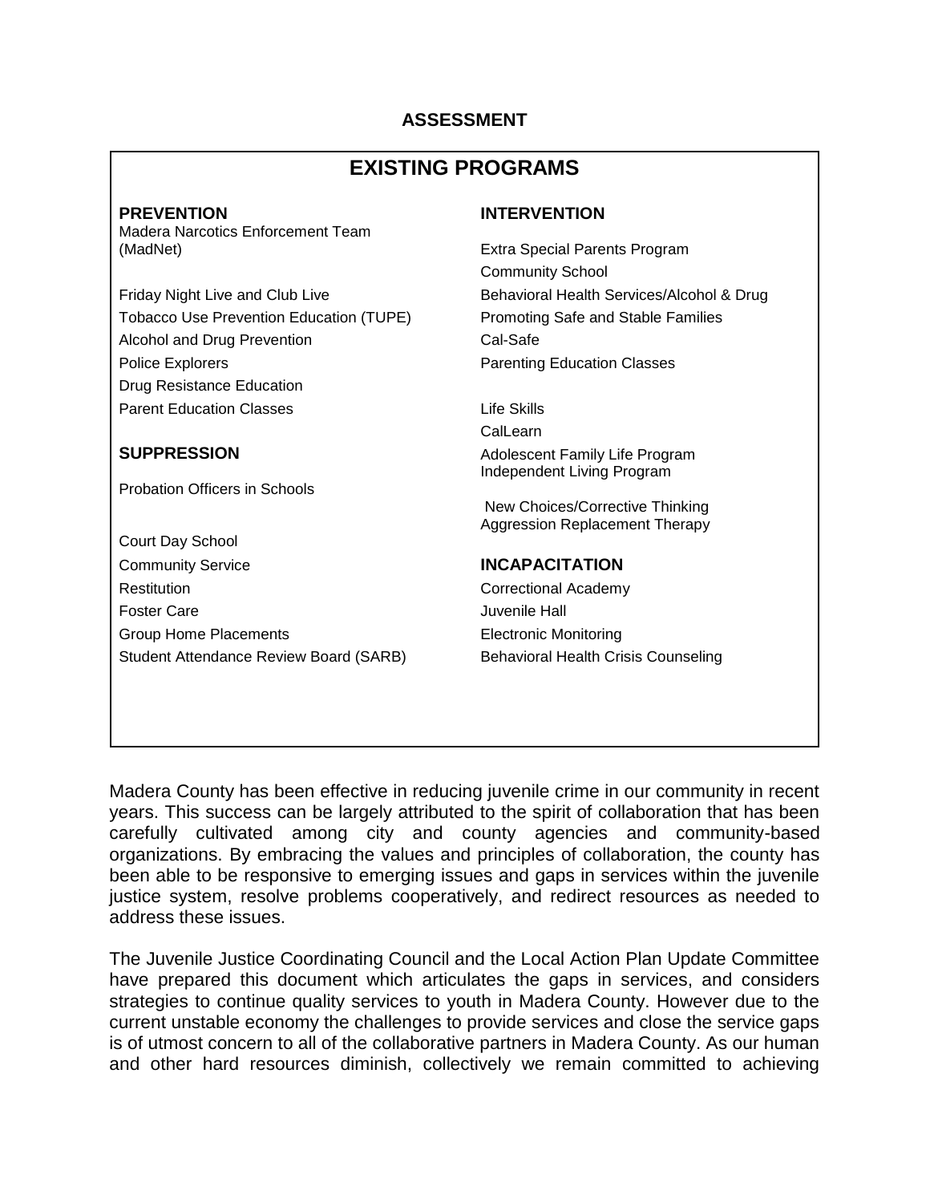**ASSESSMENT**

## EXISTING PROGRAMS

### PREVENTION

Madera Narcotics Enforcement Team (MadNet)

Friday Night Live and Club Live

Tobacco Use Prevention Education (TUPE)

Alcohol and Drug Prevention

Police Explorers

Drug Resistance Education

Parent Education Classes

### SUPPRESSION

Probation Officers in Schools

Court Day School

Community Service

Restitution

Foster Care

Group Home Placements

Student Attendance Review Board (SARB)

### INTERVENTION

Extra Special Parents Program

Community School

Behavioral Health Services/Alcohol & Drug

Promoting Safe and Stable Families

Cal-Safe

Parenting Education Classes

Life Skills

CalLearn

Adolescent Family Life Program

Independent Living Program

New Choices/Corrective Thinking

Aggression Replacement Therapy

### INCAPACITATION

Correctional Academy

Juvenile Hall

Electronic Monitoring

Behavioral Health Crisis Counseling

Madera County has been effective in reducing juvenile crime in our community in recent years. This success can be largely attributed to the spirit of collaboration that has been carefully cultivated among city and county agencies and community-based organizations. By embracing the values and principles of collaboration, the county has been able to be responsive to emerging issues and gaps in services within the juvenile justice system, resolve problems cooperatively, and redirect resources as needed to address these issues.

The Juvenile Justice Coordinating Council and the Local Action Plan Update Committee have prepared this document which articulates the gaps in services, and considers strategies to continue quality services to youth in Madera County. However due to the current unstable economy the challenges to provide services and close the service gaps is of utmost concern to all of the collaborative partners in Madera County. As our human and other hard resources diminish, collectively we remain committed to achieving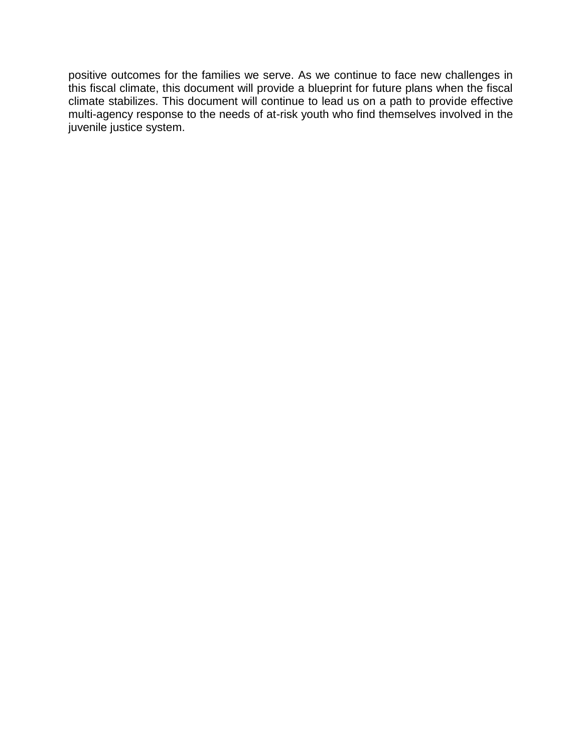positive outcomes for the families we serve. As we continue to face new challenges in this fiscal climate, this document will provide a blueprint for future plans when the fiscal climate stabilizes. This document will continue to lead us on a path to provide effective multi-agency response to the needs of at-risk youth who find themselves involved in the juvenile justice system.